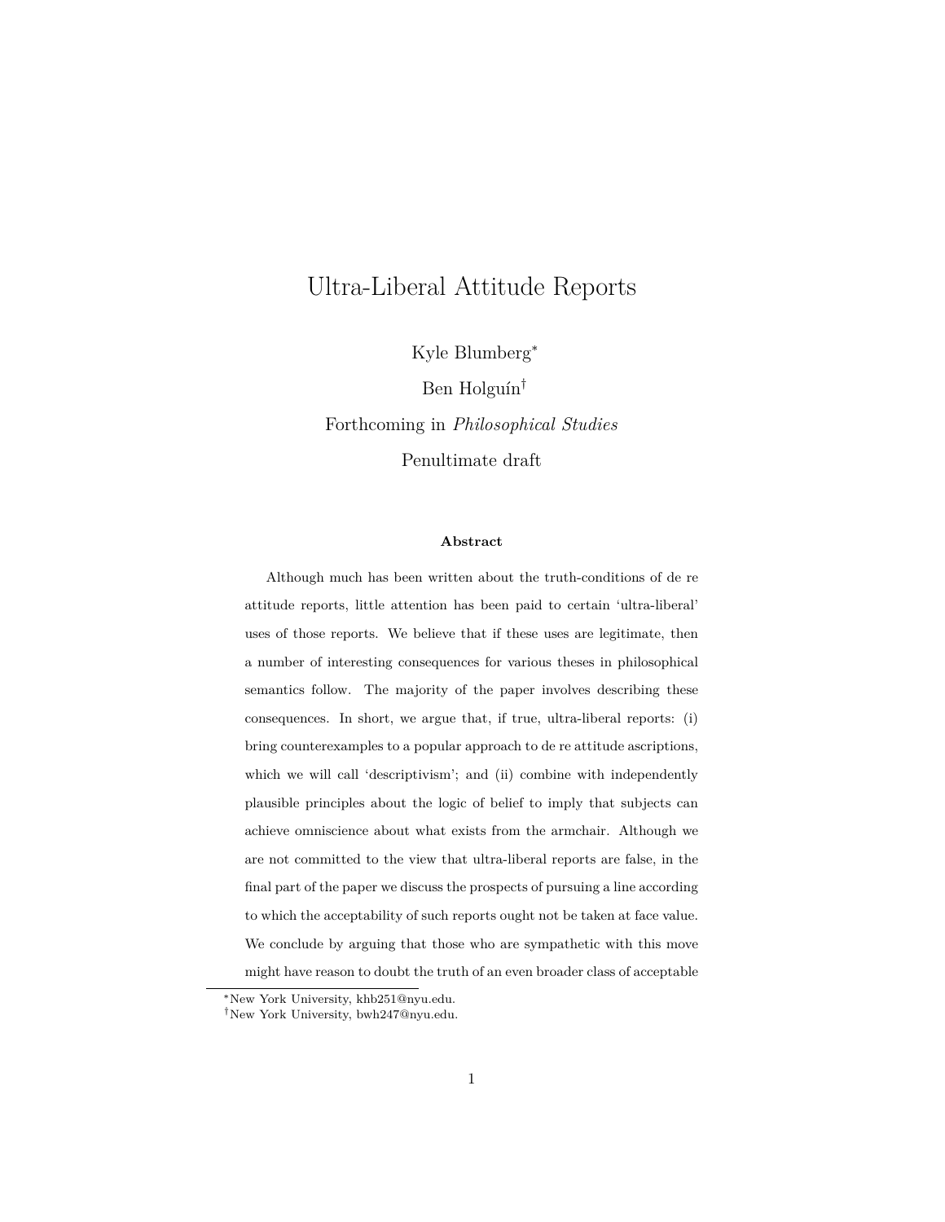# Ultra-Liberal Attitude Reports

Kyle Blumberg*

Ben Holguín†

Forthcoming in *Philosophical Studies*

Penultimate draft

**Abstract**

Although much has been written about the truth-conditions of de re attitude reports, little attention has been paid to certain 'ultra-liberal' uses of those reports. We believe that if these uses are legitimate, then a number of interesting consequences for various theses in philosophical semantics follow. The majority of the paper involves describing these consequences. In short, we argue that, if true, ultra-liberal reports: (i) bring counterexamples to a popular approach to de re attitude ascriptions, which we will call 'descriptivism'; and (ii) combine with independently plausible principles about the logic of belief to imply that subjects can achieve omniscience about what exists from the armchair. Although we are not committed to the view that ultra-liberal reports are false, in the final part of the paper we discuss the prospects of pursuing a line according to which the acceptability of such reports ought not be taken at face value. We conclude by arguing that those who are sympathetic with this move might have reason to doubt the truth of an even broader class of acceptable

*New York University, khb251@nyu.edu.

†New York University, bwh247@nyu.edu.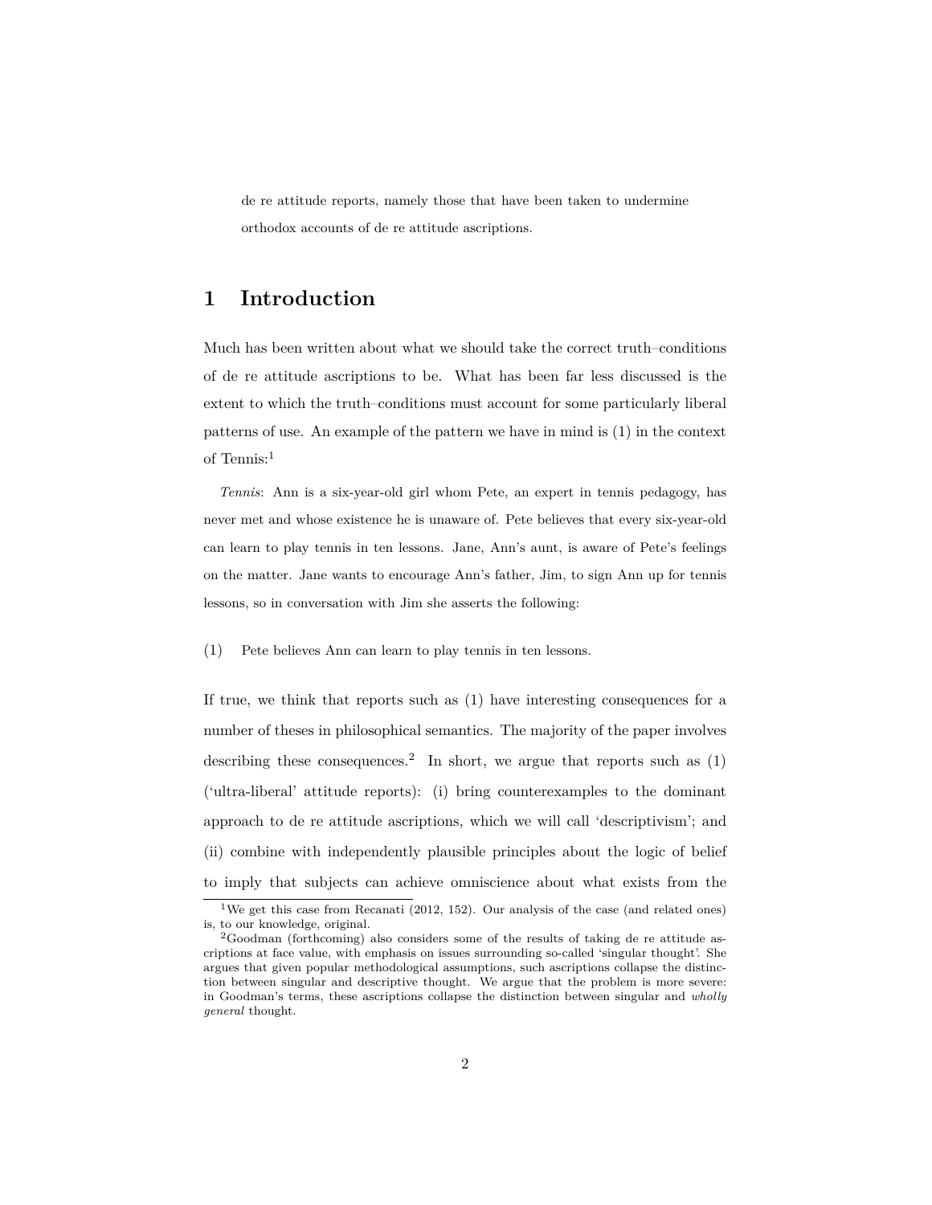de re attitude reports, namely those that have been taken to undermine orthodox accounts of de re attitude ascriptions.

# 1 Introduction

Much has been written about what we should take the correct truth–conditions of de re attitude ascriptions to be. What has been far less discussed is the extent to which the truth–conditions must account for some particularly liberal patterns of use. An example of the pattern we have in mind is (1) in the context of Tennis:[1]

*Tennis*: Ann is a six-year-old girl whom Pete, an expert in tennis pedagogy, has never met and whose existence he is unaware of. Pete believes that every six-year-old can learn to play tennis in ten lessons. Jane, Ann's aunt, is aware of Pete's feelings on the matter. Jane wants to encourage Ann's father, Jim, to sign Ann up for tennis lessons, so in conversation with Jim she asserts the following:

(1) Pete believes Ann can learn to play tennis in ten lessons.

If true, we think that reports such as (1) have interesting consequences for a number of theses in philosophical semantics. The majority of the paper involves describing these consequences.[2] In short, we argue that reports such as (1) ('ultra-liberal' attitude reports): (i) bring counterexamples to the dominant approach to de re attitude ascriptions, which we will call 'descriptivism'; and (ii) combine with independently plausible principles about the logic of belief to imply that subjects can achieve omniscience about what exists from the

[1] We get this case from Recanati (2012, 152). Our analysis of the case (and related ones) is, to our knowledge, original.

[2] Goodman (forthcoming) also considers some of the results of taking de re attitude ascriptions at face value, with emphasis on issues surrounding so-called 'singular thought'. She argues that given popular methodological assumptions, such ascriptions collapse the distinction between singular and descriptive thought. We argue that the problem is more severe: in Goodman's terms, these ascriptions collapse the distinction between singular and *wholly general* thought.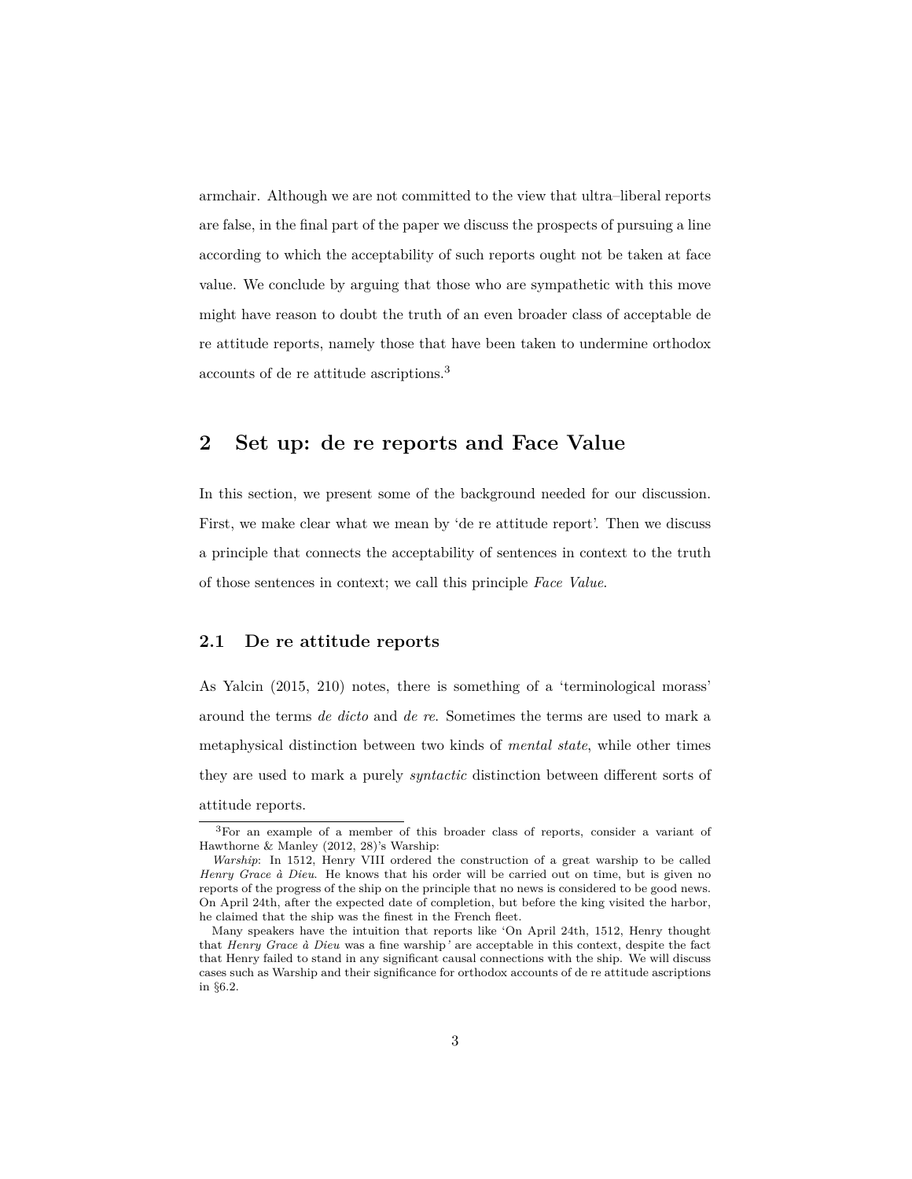armchair. Although we are not committed to the view that ultra–liberal reports are false, in the final part of the paper we discuss the prospects of pursuing a line according to which the acceptability of such reports ought not be taken at face value. We conclude by arguing that those who are sympathetic with this move might have reason to doubt the truth of an even broader class of acceptable de re attitude reports, namely those that have been taken to undermine orthodox accounts of de re attitude ascriptions.[3]

## 2 Set up: de re reports and Face Value

In this section, we present some of the background needed for our discussion. First, we make clear what we mean by 'de re attitude report'. Then we discuss a principle that connects the acceptability of sentences in context to the truth of those sentences in context; we call this principle *Face Value*.

### 2.1 De re attitude reports

As Yalcin (2015, 210) notes, there is something of a 'terminological morass' around the terms *de dicto* and *de re*. Sometimes the terms are used to mark a metaphysical distinction between two kinds of *mental state*, while other times they are used to mark a purely *syntactic* distinction between different sorts of attitude reports.

---

[3] For an example of a member of this broader class of reports, consider a variant of Hawthorne & Manley (2012, 28)'s Warship:

*Warship*: In 1512, Henry VIII ordered the construction of a great warship to be called *Henry Grace à Dieu*. He knows that his order will be carried out on time, but is given no reports of the progress of the ship on the principle that no news is considered to be good news. On April 24th, after the expected date of completion, but before the king visited the harbor, he claimed that the ship was the finest in the French fleet.

Many speakers have the intuition that reports like 'On April 24th, 1512, Henry thought that *Henry Grace à Dieu* was a fine warship' are acceptable in this context, despite the fact that Henry failed to stand in any significant causal connections with the ship. We will discuss cases such as Warship and their significance for orthodox accounts of de re attitude ascriptions in §6.2.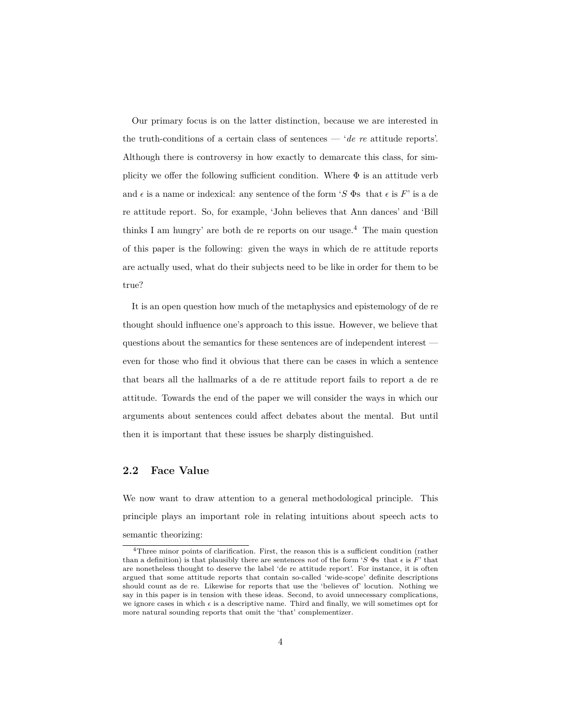Our primary focus is on the latter distinction, because we are interested in the truth-conditions of a certain class of sentences — '*de re* attitude reports'. Although there is controversy in how exactly to demarcate this class, for simplicity we offer the following sufficient condition. Where $\Phi$ is an attitude verb and $\epsilon$ is a name or indexical: any sentence of the form '$S$ $\Phi$s that $\epsilon$ is $F$' is a de re attitude report. So, for example, 'John believes that Ann dances' and 'Bill thinks I am hungry' are both de re reports on our usage.[4] The main question of this paper is the following: given the ways in which de re attitude reports are actually used, what do their subjects need to be like in order for them to be true?

It is an open question how much of the metaphysics and epistemology of de re thought should influence one's approach to this issue. However, we believe that questions about the semantics for these sentences are of independent interest — even for those who find it obvious that there can be cases in which a sentence that bears all the hallmarks of a de re attitude report fails to report a de re attitude. Towards the end of the paper we will consider the ways in which our arguments about sentences could affect debates about the mental. But until then it is important that these issues be sharply distinguished.

## 2.2 Face Value

We now want to draw attention to a general methodological principle. This principle plays an important role in relating intuitions about speech acts to semantic theorizing:

[4]Three minor points of clarification. First, the reason this is a sufficient condition (rather than a definition) is that plausibly there are sentences *not* of the form '$S$ $\Phi$s that $\epsilon$ is $F$' that are nonetheless thought to deserve the label 'de re attitude report'. For instance, it is often argued that some attitude reports that contain so-called 'wide-scope' definite descriptions should count as de re. Likewise for reports that use the 'believes of' locution. Nothing we say in this paper is in tension with these ideas. Second, to avoid unnecessary complications, we ignore cases in which $\epsilon$ is a descriptive name. Third and finally, we will sometimes opt for more natural sounding reports that omit the 'that' complementizer.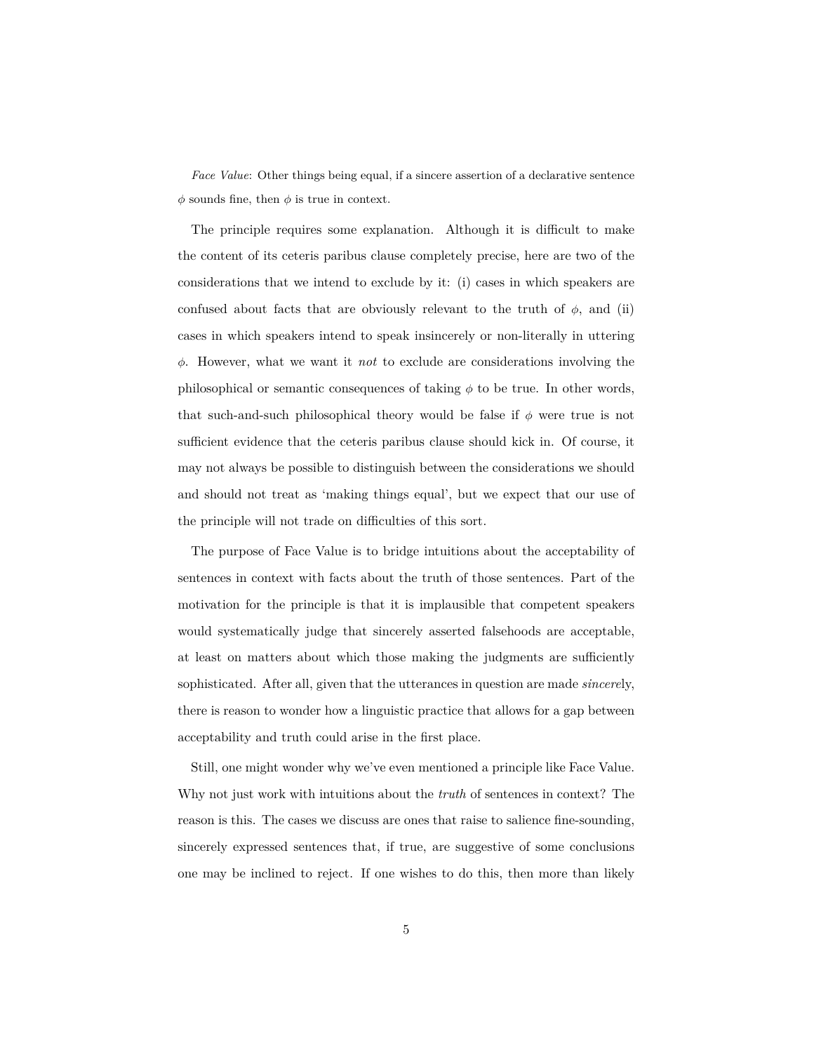*Face Value*: Other things being equal, if a sincere assertion of a declarative sentence $\phi$ sounds fine, then $\phi$ is true in context.

The principle requires some explanation. Although it is difficult to make the content of its ceteris paribus clause completely precise, here are two of the considerations that we intend to exclude by it: (i) cases in which speakers are confused about facts that are obviously relevant to the truth of $\phi$, and (ii) cases in which speakers intend to speak insincerely or non-literally in uttering $\phi$. However, what we want it *not* to exclude are considerations involving the philosophical or semantic consequences of taking $\phi$ to be true. In other words, that such-and-such philosophical theory would be false if $\phi$ were true is not sufficient evidence that the ceteris paribus clause should kick in. Of course, it may not always be possible to distinguish between the considerations we should and should not treat as 'making things equal', but we expect that our use of the principle will not trade on difficulties of this sort.

The purpose of Face Value is to bridge intuitions about the acceptability of sentences in context with facts about the truth of those sentences. Part of the motivation for the principle is that it is implausible that competent speakers would systematically judge that sincerely asserted falsehoods are acceptable, at least on matters about which those making the judgments are sufficiently sophisticated. After all, given that the utterances in question are made *sincere*ly, there is reason to wonder how a linguistic practice that allows for a gap between acceptability and truth could arise in the first place.

Still, one might wonder why we've even mentioned a principle like Face Value. Why not just work with intuitions about the *truth* of sentences in context? The reason is this. The cases we discuss are ones that raise to salience fine-sounding, sincerely expressed sentences that, if true, are suggestive of some conclusions one may be inclined to reject. If one wishes to do this, then more than likely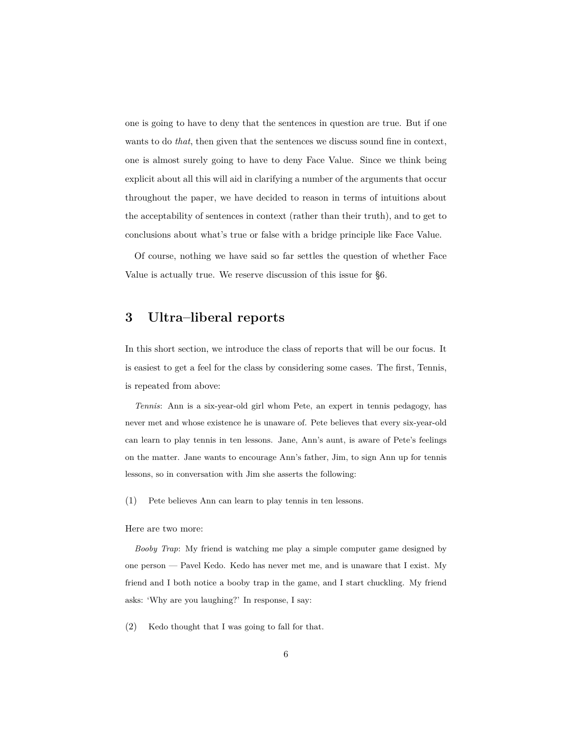one is going to have to deny that the sentences in question are true. But if one wants to do *that*, then given that the sentences we discuss sound fine in context, one is almost surely going to have to deny Face Value. Since we think being explicit about all this will aid in clarifying a number of the arguments that occur throughout the paper, we have decided to reason in terms of intuitions about the acceptability of sentences in context (rather than their truth), and to get to conclusions about what's true or false with a bridge principle like Face Value.

Of course, nothing we have said so far settles the question of whether Face Value is actually true. We reserve discussion of this issue for §6.

## 3 Ultra–liberal reports

In this short section, we introduce the class of reports that will be our focus. It is easiest to get a feel for the class by considering some cases. The first, Tennis, is repeated from above:

*Tennis*: Ann is a six-year-old girl whom Pete, an expert in tennis pedagogy, has never met and whose existence he is unaware of. Pete believes that every six-year-old can learn to play tennis in ten lessons. Jane, Ann's aunt, is aware of Pete's feelings on the matter. Jane wants to encourage Ann's father, Jim, to sign Ann up for tennis lessons, so in conversation with Jim she asserts the following:

(1) Pete believes Ann can learn to play tennis in ten lessons.

Here are two more:

*Booby Trap*: My friend is watching me play a simple computer game designed by one person — Pavel Kedo. Kedo has never met me, and is unaware that I exist. My friend and I both notice a booby trap in the game, and I start chuckling. My friend asks: 'Why are you laughing?' In response, I say:

(2) Kedo thought that I was going to fall for that.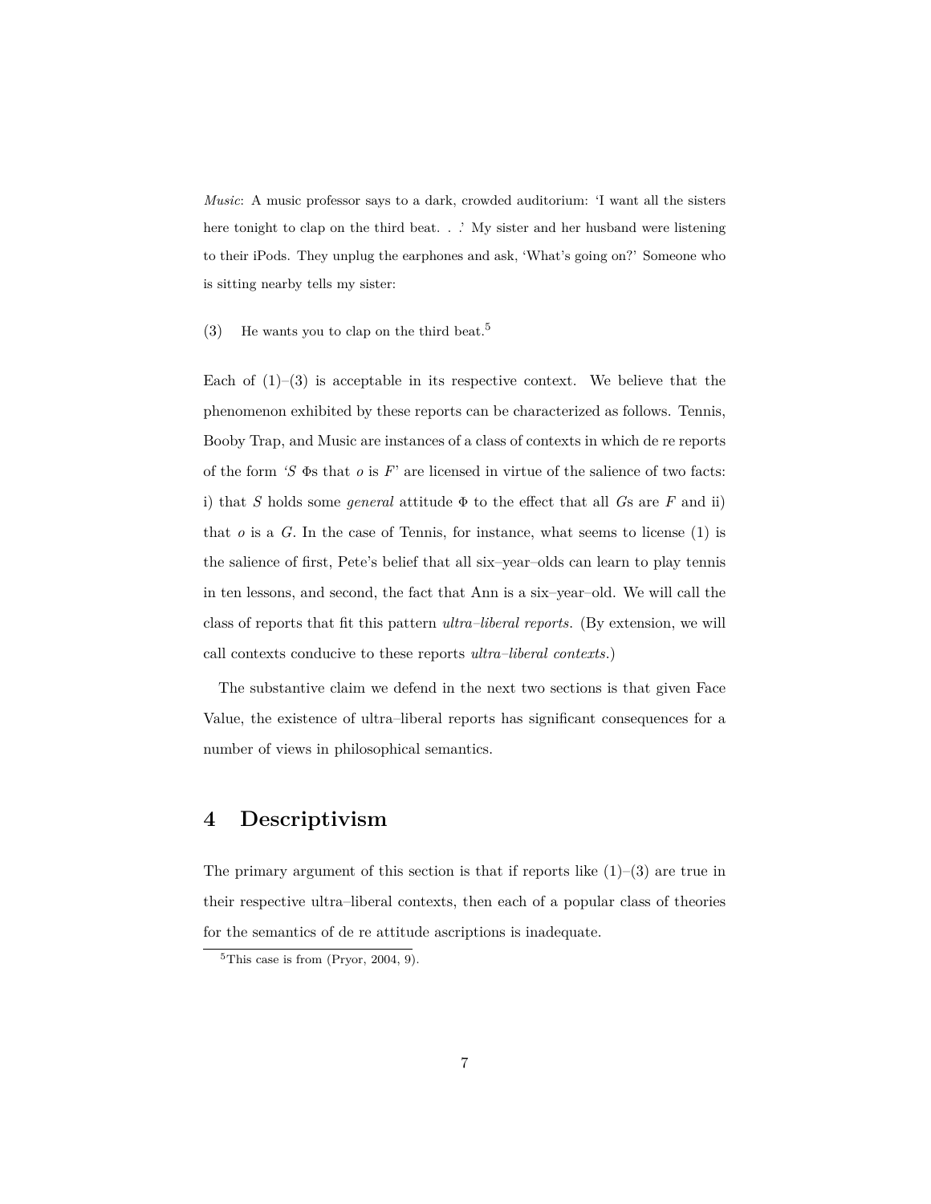*Music*: A music professor says to a dark, crowded auditorium: 'I want all the sisters here tonight to clap on the third beat. . .' My sister and her husband were listening to their iPods. They unplug the earphones and ask, 'What's going on?' Someone who is sitting nearby tells my sister:

(3) He wants you to clap on the third beat.[5]

Each of (1)–(3) is acceptable in its respective context. We believe that the phenomenon exhibited by these reports can be characterized as follows. Tennis, Booby Trap, and Music are instances of a class of contexts in which de re reports of the form *'S* $\Phi$s that *o* is *F*' are licensed in virtue of the salience of two facts: i) that *S* holds some *general* attitude $\Phi$ to the effect that all *G*s are *F* and ii) that *o* is a *G*. In the case of Tennis, for instance, what seems to license (1) is the salience of first, Pete's belief that all six–year–olds can learn to play tennis in ten lessons, and second, the fact that Ann is a six–year–old. We will call the class of reports that fit this pattern *ultra–liberal reports*. (By extension, we will call contexts conducive to these reports *ultra–liberal contexts*.)

The substantive claim we defend in the next two sections is that given Face Value, the existence of ultra–liberal reports has significant consequences for a number of views in philosophical semantics.

## 4 Descriptivism

The primary argument of this section is that if reports like (1)–(3) are true in their respective ultra–liberal contexts, then each of a popular class of theories for the semantics of de re attitude ascriptions is inadequate.

[5] This case is from (Pryor, 2004, 9).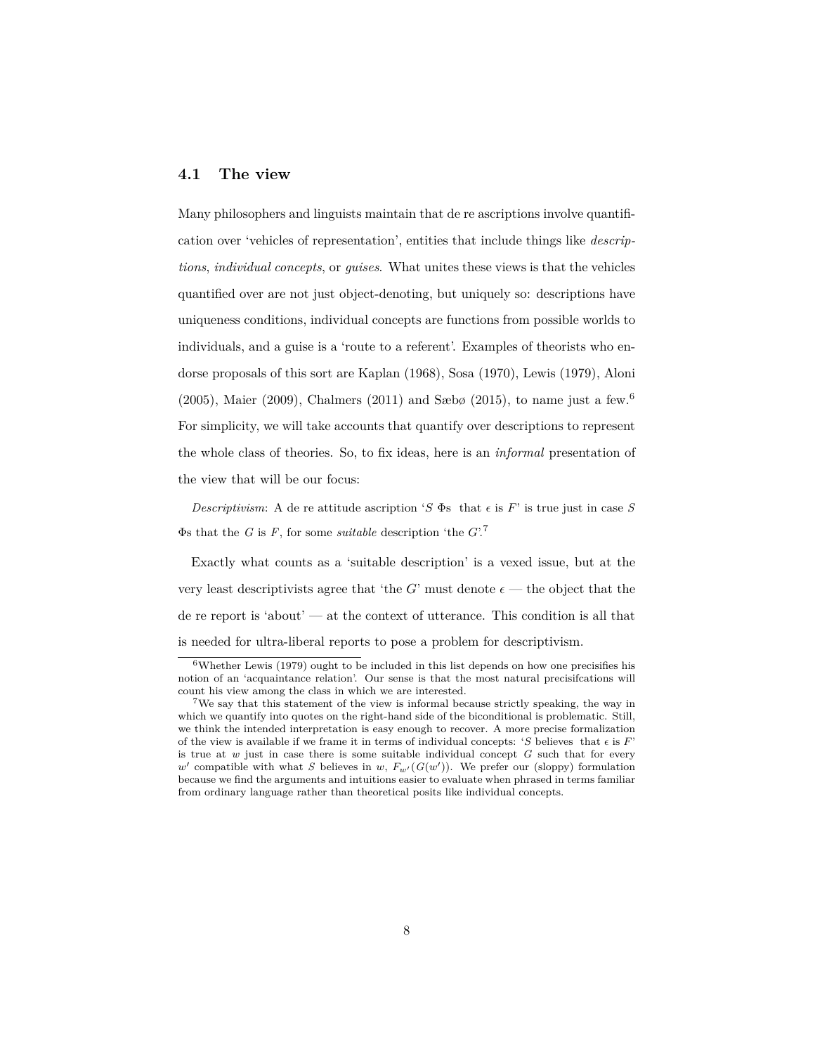## 4.1 The view

Many philosophers and linguists maintain that de re ascriptions involve quantification over 'vehicles of representation', entities that include things like *descriptions*, *individual concepts*, or *guises*. What unites these views is that the vehicles quantified over are not just object-denoting, but uniquely so: descriptions have uniqueness conditions, individual concepts are functions from possible worlds to individuals, and a guise is a 'route to a referent'. Examples of theorists who endorse proposals of this sort are Kaplan (1968), Sosa (1970), Lewis (1979), Aloni (2005), Maier (2009), Chalmers (2011) and Sæbø (2015), to name just a few.[6] For simplicity, we will take accounts that quantify over descriptions to represent the whole class of theories. So, to fix ideas, here is an *informal* presentation of the view that will be our focus:

> *Descriptivism*: A de re attitude ascription '$S$ $\Phi$s that $\epsilon$ is $F$' is true just in case $S$ $\Phi$s that the $G$ is $F$, for some *suitable* description 'the $G$'.[7]

Exactly what counts as a 'suitable description' is a vexed issue, but at the very least descriptivists agree that 'the $G$' must denote $\epsilon$ — the object that the de re report is 'about' — at the context of utterance. This condition is all that is needed for ultra-liberal reports to pose a problem for descriptivism.

---

[6] Whether Lewis (1979) ought to be included in this list depends on how one precisifies his notion of an 'acquaintance relation'. Our sense is that the most natural precisifcations will count his view among the class in which we are interested.

[7] We say that this statement of the view is informal because strictly speaking, the way in which we quantify into quotes on the right-hand side of the biconditional is problematic. Still, we think the intended interpretation is easy enough to recover. A more precise formalization of the view is available if we frame it in terms of individual concepts: '$S$ believes that $\epsilon$ is $F$' is true at $w$ just in case there is some suitable individual concept $G$ such that for every $w'$ compatible with what $S$ believes in $w$, $F_{w'}(G(w'))$. We prefer our (sloppy) formulation because we find the arguments and intuitions easier to evaluate when phrased in terms familiar from ordinary language rather than theoretical posits like individual concepts.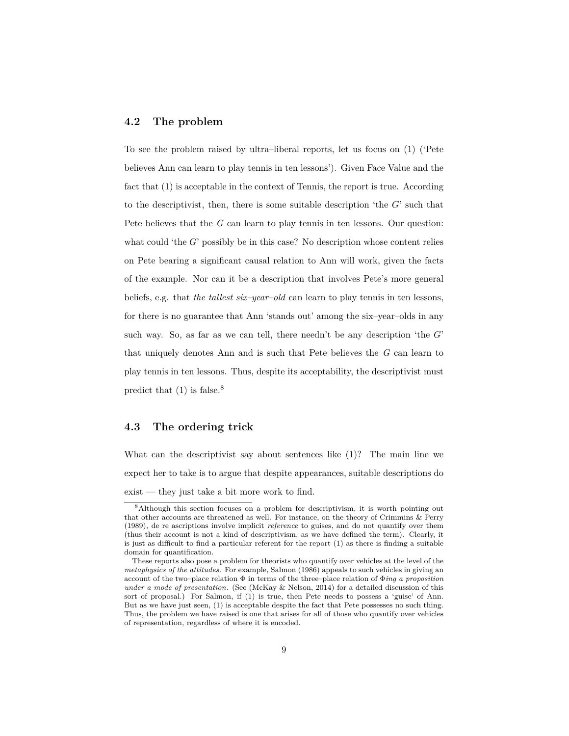### 4.2 The problem

To see the problem raised by ultra–liberal reports, let us focus on (1) ('Pete believes Ann can learn to play tennis in ten lessons'). Given Face Value and the fact that (1) is acceptable in the context of Tennis, the report is true. According to the descriptivist, then, there is some suitable description 'the $G$' such that Pete believes that the $G$ can learn to play tennis in ten lessons. Our question: what could 'the $G$' possibly be in this case? No description whose content relies on Pete bearing a significant causal relation to Ann will work, given the facts of the example. Nor can it be a description that involves Pete's more general beliefs, e.g. that *the tallest six–year–old* can learn to play tennis in ten lessons, for there is no guarantee that Ann 'stands out' among the six–year–olds in any such way. So, as far as we can tell, there needn't be any description 'the $G$' that uniquely denotes Ann and is such that Pete believes the $G$ can learn to play tennis in ten lessons. Thus, despite its acceptability, the descriptivist must predict that (1) is false.[8]

### 4.3 The ordering trick

What can the descriptivist say about sentences like (1)? The main line we expect her to take is to argue that despite appearances, suitable descriptions do exist — they just take a bit more work to find.

[8]Although this section focuses on a problem for descriptivism, it is worth pointing out that other accounts are threatened as well. For instance, on the theory of Crimmins & Perry (1989), de re ascriptions involve implicit *reference* to guises, and do not quantify over them (thus their account is not a kind of descriptivism, as we have defined the term). Clearly, it is just as difficult to find a particular referent for the report (1) as there is finding a suitable domain for quantification.

These reports also pose a problem for theorists who quantify over vehicles at the level of the *metaphysics of the attitudes*. For example, Salmon (1986) appeals to such vehicles in giving an account of the two–place relation $\Phi$ in terms of the three–place relation of $\Phi$*ing a proposition under a mode of presentation*. (See (McKay & Nelson, 2014) for a detailed discussion of this sort of proposal.) For Salmon, if (1) is true, then Pete needs to possess a 'guise' of Ann. But as we have just seen, (1) is acceptable despite the fact that Pete possesses no such thing. Thus, the problem we have raised is one that arises for all of those who quantify over vehicles of representation, regardless of where it is encoded.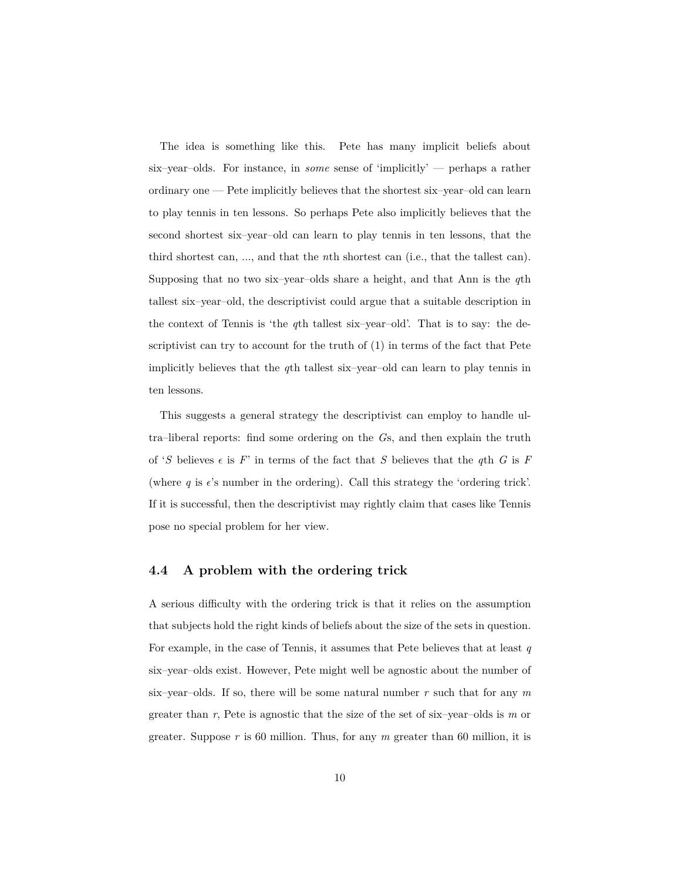The idea is something like this. Pete has many implicit beliefs about six–year–olds. For instance, in *some* sense of 'implicitly' — perhaps a rather ordinary one — Pete implicitly believes that the shortest six–year–old can learn to play tennis in ten lessons. So perhaps Pete also implicitly believes that the second shortest six–year–old can learn to play tennis in ten lessons, that the third shortest can, ..., and that the $n$th shortest can (i.e., that the tallest can). Supposing that no two six–year–olds share a height, and that Ann is the $q$th tallest six–year–old, the descriptivist could argue that a suitable description in the context of Tennis is 'the $q$th tallest six–year–old'. That is to say: the descriptivist can try to account for the truth of (1) in terms of the fact that Pete implicitly believes that the $q$th tallest six–year–old can learn to play tennis in ten lessons.

This suggests a general strategy the descriptivist can employ to handle ultra–liberal reports: find some ordering on the $G$s, and then explain the truth of '$S$ believes $\epsilon$ is $F$' in terms of the fact that $S$ believes that the $q$th $G$ is $F$ (where $q$ is $\epsilon$'s number in the ordering). Call this strategy the 'ordering trick'. If it is successful, then the descriptivist may rightly claim that cases like Tennis pose no special problem for her view.

### 4.4 A problem with the ordering trick

A serious difficulty with the ordering trick is that it relies on the assumption that subjects hold the right kinds of beliefs about the size of the sets in question. For example, in the case of Tennis, it assumes that Pete believes that at least $q$ six–year–olds exist. However, Pete might well be agnostic about the number of six–year–olds. If so, there will be some natural number $r$ such that for any $m$ greater than $r$, Pete is agnostic that the size of the set of six–year–olds is $m$ or greater. Suppose $r$ is 60 million. Thus, for any $m$ greater than 60 million, it is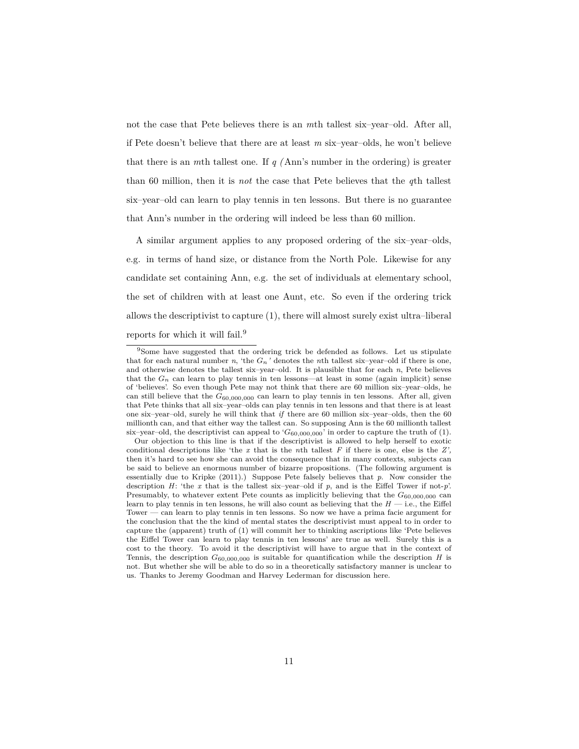not the case that Pete believes there is an $m$th tallest six–year–old. After all, if Pete doesn't believe that there are at least $m$ six–year–olds, he won't believe that there is an $m$th tallest one. If $q$ (Ann's number in the ordering) is greater than 60 million, then it is *not* the case that Pete believes that the $q$th tallest six–year–old can learn to play tennis in ten lessons. But there is no guarantee that Ann's number in the ordering will indeed be less than 60 million.

A similar argument applies to any proposed ordering of the six–year–olds, e.g. in terms of hand size, or distance from the North Pole. Likewise for any candidate set containing Ann, e.g. the set of individuals at elementary school, the set of children with at least one Aunt, etc. So even if the ordering trick allows the descriptivist to capture (1), there will almost surely exist ultra–liberal reports for which it will fail.[9]

---

[9] Some have suggested that the ordering trick be defended as follows. Let us stipulate that for each natural number $n$, 'the $G_n$' denotes the $n$th tallest six–year–old if there is one, and otherwise denotes the tallest six–year–old. It is plausible that for each $n$, Pete believes that the $G_n$ can learn to play tennis in ten lessons—at least in some (again implicit) sense of 'believes'. So even though Pete may not think that there are 60 million six–year–olds, he can still believe that the $G_{60,000,000}$ can learn to play tennis in ten lessons. After all, given that Pete thinks that all six–year–olds can play tennis in ten lessons and that there is at least one six–year–old, surely he will think that *if* there are 60 million six–year–olds, then the 60 millionth can, and that either way the tallest can. So supposing Ann is the 60 millionth tallest six–year–old, the descriptivist can appeal to '$G_{60,000,000}$' in order to capture the truth of (1).

Our objection to this line is that if the descriptivist is allowed to help herself to exotic conditional descriptions like 'the $x$ that is the $n$th tallest $F$ if there is one, else is the $Z$', then it's hard to see how she can avoid the consequence that in many contexts, subjects can be said to believe an enormous number of bizarre propositions. (The following argument is essentially due to Kripke (2011).) Suppose Pete falsely believes that $p$. Now consider the description $H$: 'the $x$ that is the tallest six–year–old if $p$, and is the Eiffel Tower if not-$p$'. Presumably, to whatever extent Pete counts as implicitly believing that the $G_{60,000,000}$ can learn to play tennis in ten lessons, he will also count as believing that the $H$ — i.e., the Eiffel Tower — can learn to play tennis in ten lessons. So now we have a prima facie argument for the conclusion that the the kind of mental states the descriptivist must appeal to in order to capture the (apparent) truth of (1) will commit her to thinking ascriptions like 'Pete believes the Eiffel Tower can learn to play tennis in ten lessons' are true as well. Surely this is a cost to the theory. To avoid it the descriptivist will have to argue that in the context of Tennis, the description $G_{60,000,000}$ is suitable for quantification while the description $H$ is not. But whether she will be able to do so in a theoretically satisfactory manner is unclear to us. Thanks to Jeremy Goodman and Harvey Lederman for discussion here.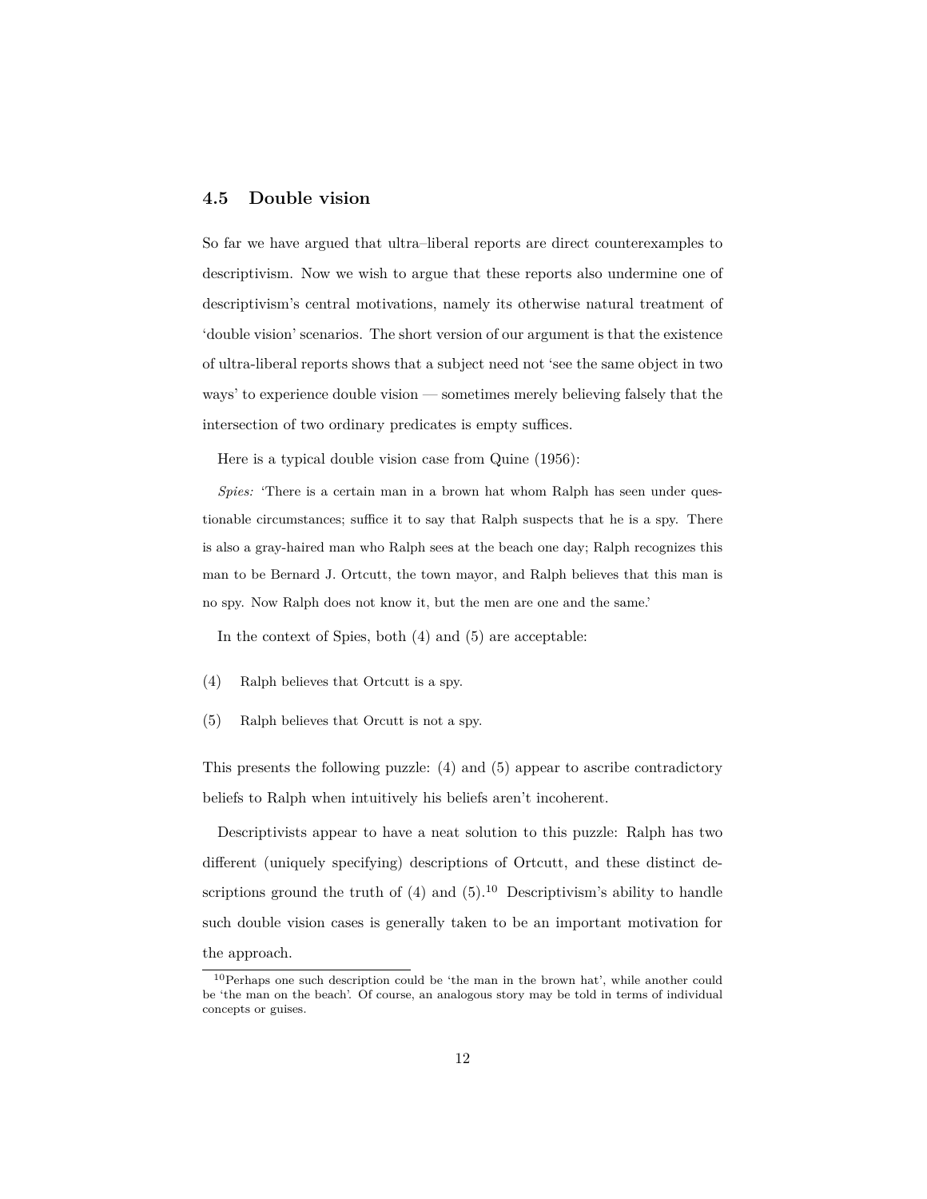### 4.5 Double vision

So far we have argued that ultra–liberal reports are direct counterexamples to descriptivism. Now we wish to argue that these reports also undermine one of descriptivism's central motivations, namely its otherwise natural treatment of 'double vision' scenarios. The short version of our argument is that the existence of ultra-liberal reports shows that a subject need not 'see the same object in two ways' to experience double vision — sometimes merely believing falsely that the intersection of two ordinary predicates is empty suffices.

Here is a typical double vision case from Quine (1956):

*Spies:* 'There is a certain man in a brown hat whom Ralph has seen under questionable circumstances; suffice it to say that Ralph suspects that he is a spy. There is also a gray-haired man who Ralph sees at the beach one day; Ralph recognizes this man to be Bernard J. Ortcutt, the town mayor, and Ralph believes that this man is no spy. Now Ralph does not know it, but the men are one and the same.'

In the context of Spies, both (4) and (5) are acceptable:

(4) Ralph believes that Ortcutt is a spy.

(5) Ralph believes that Orcutt is not a spy.

This presents the following puzzle: (4) and (5) appear to ascribe contradictory beliefs to Ralph when intuitively his beliefs aren't incoherent.

Descriptivists appear to have a neat solution to this puzzle: Ralph has two different (uniquely specifying) descriptions of Ortcutt, and these distinct descriptions ground the truth of (4) and (5).[10] Descriptivism's ability to handle such double vision cases is generally taken to be an important motivation for the approach.

[10] Perhaps one such description could be 'the man in the brown hat', while another could be 'the man on the beach'. Of course, an analogous story may be told in terms of individual concepts or guises.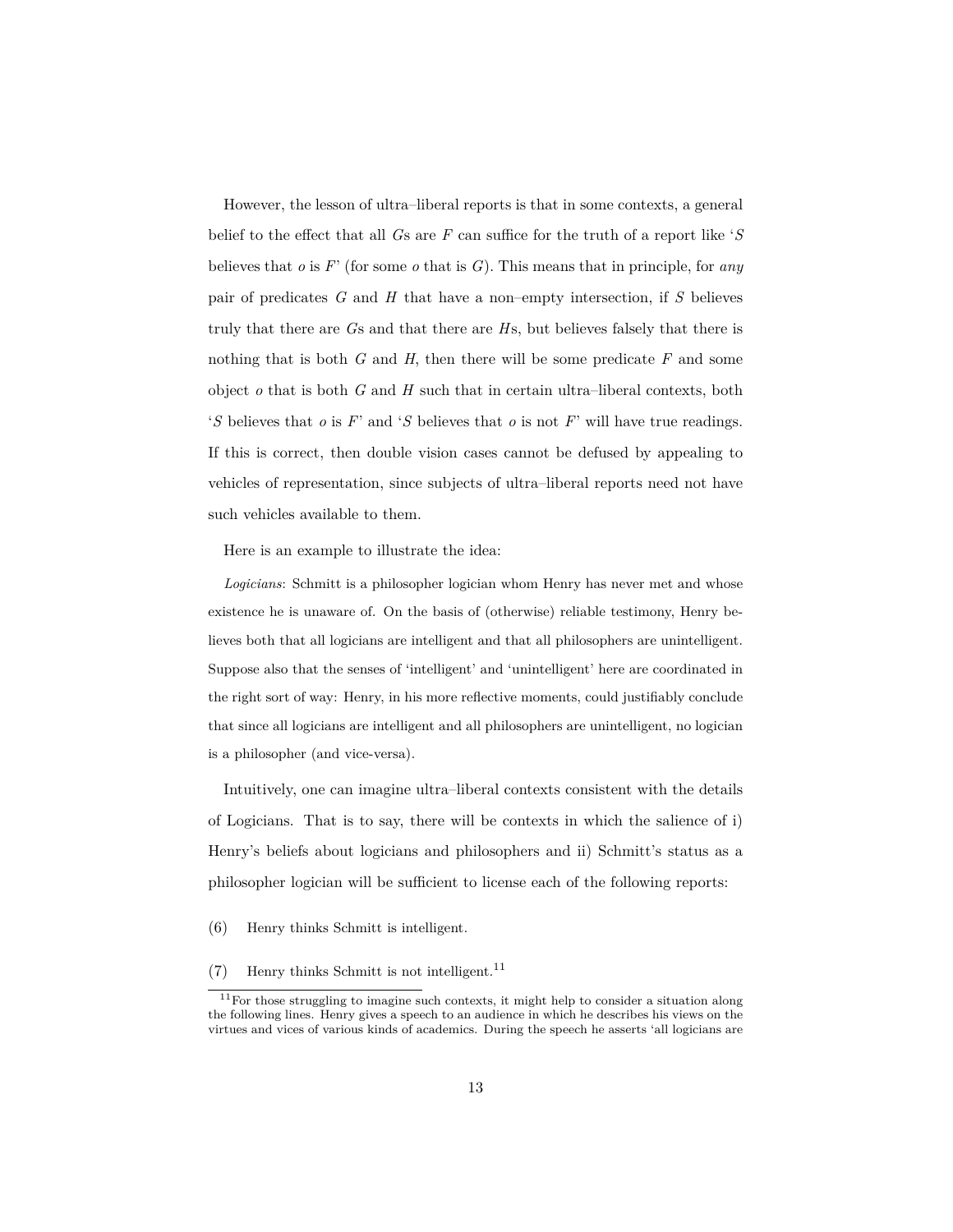However, the lesson of ultra–liberal reports is that in some contexts, a general belief to the effect that all $G$s are $F$ can suffice for the truth of a report like '$S$ believes that $o$ is $F$' (for some $o$ that is $G$). This means that in principle, for *any* pair of predicates $G$ and $H$ that have a non–empty intersection, if $S$ believes truly that there are $G$s and that there are $H$s, but believes falsely that there is nothing that is both $G$ and $H$, then there will be some predicate $F$ and some object $o$ that is both $G$ and $H$ such that in certain ultra–liberal contexts, both '$S$ believes that $o$ is $F$' and '$S$ believes that $o$ is not $F$' will have true readings. If this is correct, then double vision cases cannot be defused by appealing to vehicles of representation, since subjects of ultra–liberal reports need not have such vehicles available to them.

Here is an example to illustrate the idea:

*Logicians*: Schmitt is a philosopher logician whom Henry has never met and whose existence he is unaware of. On the basis of (otherwise) reliable testimony, Henry believes both that all logicians are intelligent and that all philosophers are unintelligent. Suppose also that the senses of 'intelligent' and 'unintelligent' here are coordinated in the right sort of way: Henry, in his more reflective moments, could justifiably conclude that since all logicians are intelligent and all philosophers are unintelligent, no logician is a philosopher (and vice-versa).

Intuitively, one can imagine ultra–liberal contexts consistent with the details of Logicians. That is to say, there will be contexts in which the salience of i) Henry's beliefs about logicians and philosophers and ii) Schmitt's status as a philosopher logician will be sufficient to license each of the following reports:

(6) Henry thinks Schmitt is intelligent.

(7) Henry thinks Schmitt is not intelligent.[11]

[11] For those struggling to imagine such contexts, it might help to consider a situation along the following lines. Henry gives a speech to an audience in which he describes his views on the virtues and vices of various kinds of academics. During the speech he asserts 'all logicians are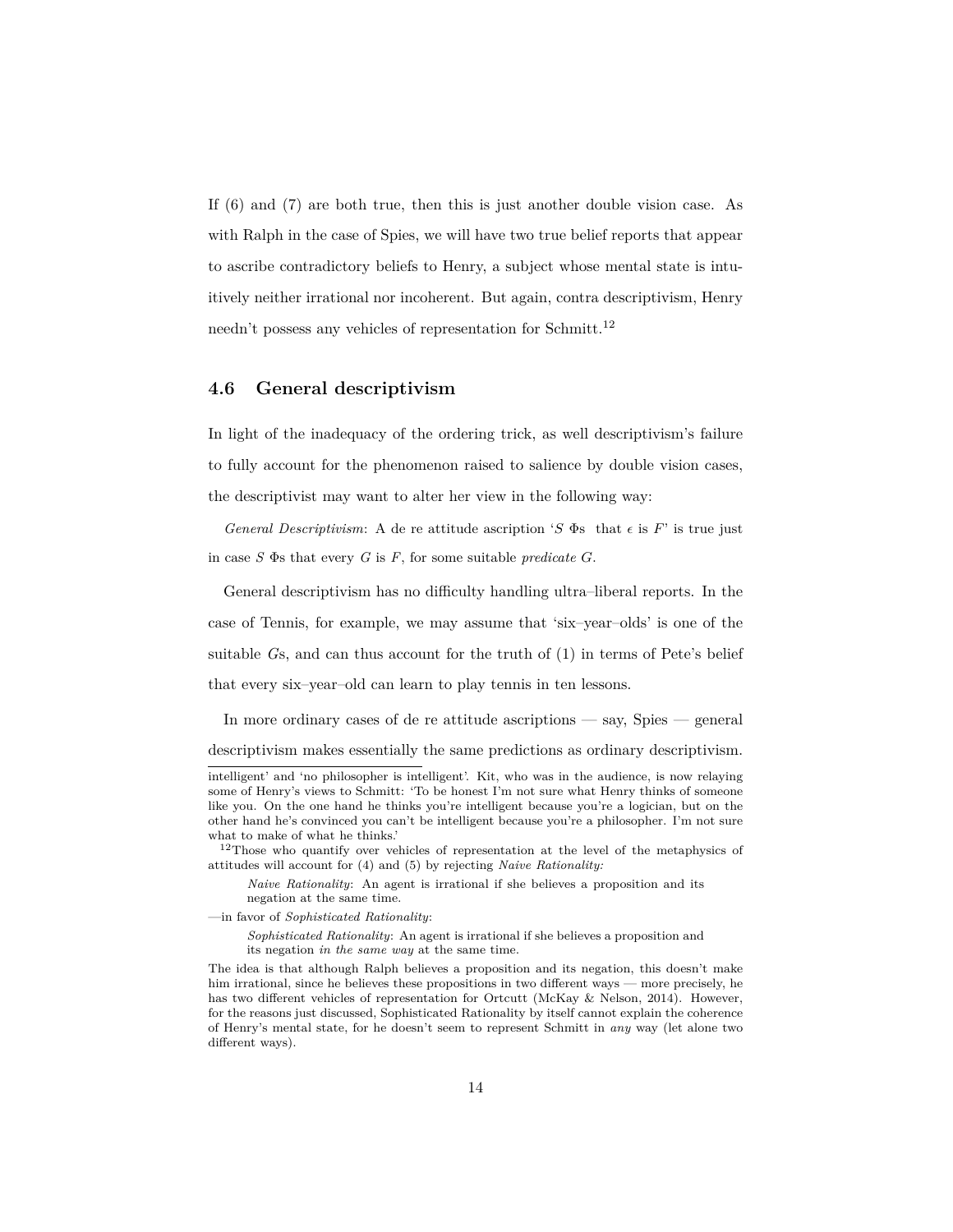If (6) and (7) are both true, then this is just another double vision case. As with Ralph in the case of Spies, we will have two true belief reports that appear to ascribe contradictory beliefs to Henry, a subject whose mental state is intuitively neither irrational nor incoherent. But again, contra descriptivism, Henry needn't possess any vehicles of representation for Schmitt.[12]

## 4.6 General descriptivism

In light of the inadequacy of the ordering trick, as well descriptivism's failure to fully account for the phenomenon raised to salience by double vision cases, the descriptivist may want to alter her view in the following way:

*General Descriptivism*: A de re attitude ascription '$S$ $\Phi$s that $\epsilon$ is $F$' is true just in case $S$ $\Phi$s that every $G$ is $F$, for some suitable *predicate* $G$.

General descriptivism has no difficulty handling ultra–liberal reports. In the case of Tennis, for example, we may assume that 'six–year–olds' is one of the suitable $G$s, and can thus account for the truth of (1) in terms of Pete's belief that every six–year–old can learn to play tennis in ten lessons.

In more ordinary cases of de re attitude ascriptions — say, Spies — general descriptivism makes essentially the same predictions as ordinary descriptivism.

---

intelligent' and 'no philosopher is intelligent'. Kit, who was in the audience, is now relaying some of Henry's views to Schmitt: 'To be honest I'm not sure what Henry thinks of someone like you. On the one hand he thinks you're intelligent because you're a logician, but on the other hand he's convinced you can't be intelligent because you're a philosopher. I'm not sure what to make of what he thinks.'

[12]Those who quantify over vehicles of representation at the level of the metaphysics of attitudes will account for (4) and (5) by rejecting *Naive Rationality:*

> *Naive Rationality*: An agent is irrational if she believes a proposition and its negation at the same time.

—in favor of *Sophisticated Rationality*:

> *Sophisticated Rationality*: An agent is irrational if she believes a proposition and its negation *in the same way* at the same time.

The idea is that although Ralph believes a proposition and its negation, this doesn't make him irrational, since he believes these propositions in two different ways — more precisely, he has two different vehicles of representation for Ortcutt (McKay & Nelson, 2014). However, for the reasons just discussed, Sophisticated Rationality by itself cannot explain the coherence of Henry's mental state, for he doesn't seem to represent Schmitt in *any* way (let alone two different ways).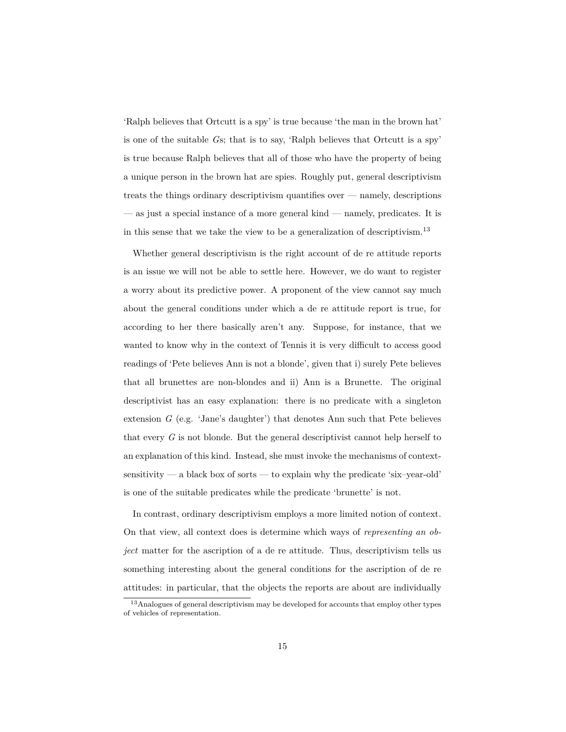'Ralph believes that Ortcutt is a spy' is true because 'the man in the brown hat' is one of the suitable $G$s; that is to say, 'Ralph believes that Ortcutt is a spy' is true because Ralph believes that all of those who have the property of being a unique person in the brown hat are spies. Roughly put, general descriptivism treats the things ordinary descriptivism quantifies over — namely, descriptions — as just a special instance of a more general kind — namely, predicates. It is in this sense that we take the view to be a generalization of descriptivism.[13]

Whether general descriptivism is the right account of de re attitude reports is an issue we will not be able to settle here. However, we do want to register a worry about its predictive power. A proponent of the view cannot say much about the general conditions under which a de re attitude report is true, for according to her there basically aren't any. Suppose, for instance, that we wanted to know why in the context of Tennis it is very difficult to access good readings of 'Pete believes Ann is not a blonde', given that i) surely Pete believes that all brunettes are non-blondes and ii) Ann is a Brunette. The original descriptivist has an easy explanation: there is no predicate with a singleton extension $G$ (e.g. 'Jane's daughter') that denotes Ann such that Pete believes that every $G$ is not blonde. But the general descriptivist cannot help herself to an explanation of this kind. Instead, she must invoke the mechanisms of context-sensitivity — a black box of sorts — to explain why the predicate 'six–year-old' is one of the suitable predicates while the predicate 'brunette' is not.

In contrast, ordinary descriptivism employs a more limited notion of context. On that view, all context does is determine which ways of *representing an object* matter for the ascription of a de re attitude. Thus, descriptivism tells us something interesting about the general conditions for the ascription of de re attitudes: in particular, that the objects the reports are about are individually

[13] Analogues of general descriptivism may be developed for accounts that employ other types of vehicles of representation.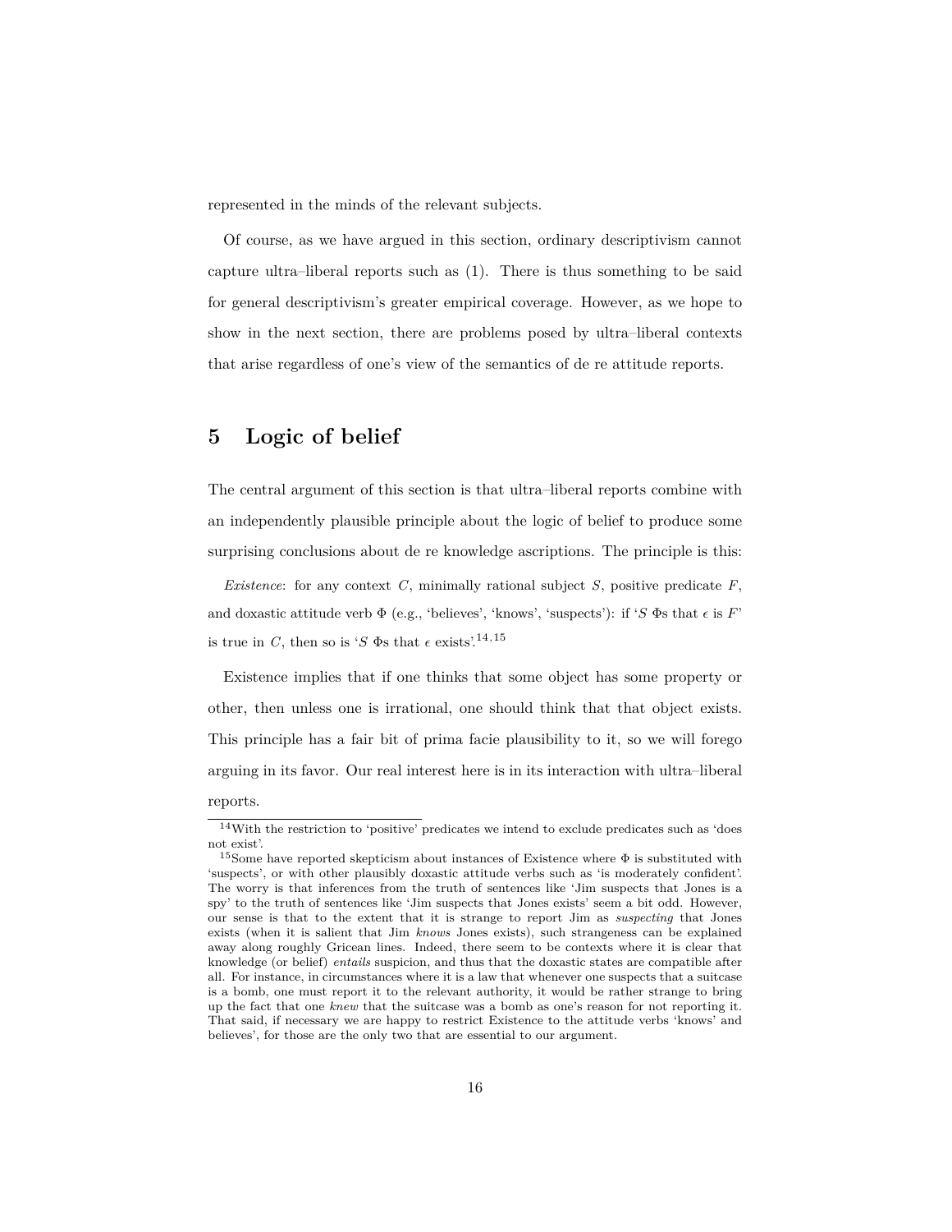represented in the minds of the relevant subjects.

Of course, as we have argued in this section, ordinary descriptivism cannot capture ultra–liberal reports such as (1). There is thus something to be said for general descriptivism's greater empirical coverage. However, as we hope to show in the next section, there are problems posed by ultra–liberal contexts that arise regardless of one's view of the semantics of de re attitude reports.

# 5 Logic of belief

The central argument of this section is that ultra–liberal reports combine with an independently plausible principle about the logic of belief to produce some surprising conclusions about de re knowledge ascriptions. The principle is this:

*Existence*: for any context $C$, minimally rational subject $S$, positive predicate $F$, and doxastic attitude verb $\Phi$ (e.g., 'believes', 'knows', 'suspects'): if '$S$ $\Phi$s that $\epsilon$ is $F$' is true in $C$, then so is '$S$ $\Phi$s that $\epsilon$ exists'.[14,15]

Existence implies that if one thinks that some object has some property or other, then unless one is irrational, one should think that that object exists. This principle has a fair bit of prima facie plausibility to it, so we will forego arguing in its favor. Our real interest here is in its interaction with ultra–liberal reports.

[14] With the restriction to 'positive' predicates we intend to exclude predicates such as 'does not exist'.

[15] Some have reported skepticism about instances of Existence where $\Phi$ is substituted with 'suspects', or with other plausibly doxastic attitude verbs such as 'is moderately confident'. The worry is that inferences from the truth of sentences like 'Jim suspects that Jones is a spy' to the truth of sentences like 'Jim suspects that Jones exists' seem a bit odd. However, our sense is that to the extent that it is strange to report Jim as *suspecting* that Jones exists (when it is salient that Jim *knows* Jones exists), such strangeness can be explained away along roughly Gricean lines. Indeed, there seem to be contexts where it is clear that knowledge (or belief) *entails* suspicion, and thus that the doxastic states are compatible after all. For instance, in circumstances where it is a law that whenever one suspects that a suitcase is a bomb, one must report it to the relevant authority, it would be rather strange to bring up the fact that one *knew* that the suitcase was a bomb as one's reason for not reporting it. That said, if necessary we are happy to restrict Existence to the attitude verbs 'knows' and believes', for those are the only two that are essential to our argument.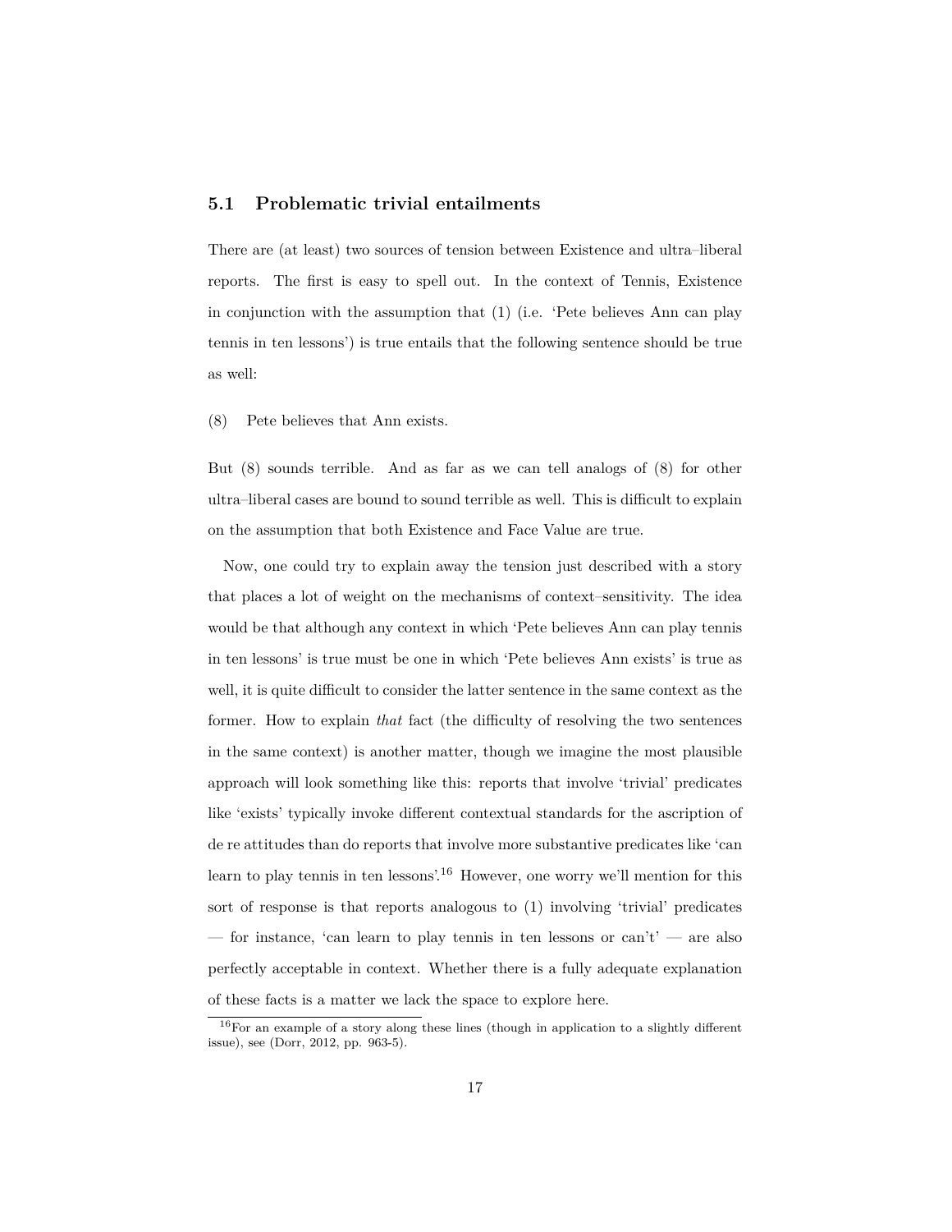### 5.1 Problematic trivial entailments

There are (at least) two sources of tension between Existence and ultra–liberal reports. The first is easy to spell out. In the context of Tennis, Existence in conjunction with the assumption that (1) (i.e. 'Pete believes Ann can play tennis in ten lessons') is true entails that the following sentence should be true as well:

(8) Pete believes that Ann exists.

But (8) sounds terrible. And as far as we can tell analogs of (8) for other ultra–liberal cases are bound to sound terrible as well. This is difficult to explain on the assumption that both Existence and Face Value are true.

Now, one could try to explain away the tension just described with a story that places a lot of weight on the mechanisms of context–sensitivity. The idea would be that although any context in which 'Pete believes Ann can play tennis in ten lessons' is true must be one in which 'Pete believes Ann exists' is true as well, it is quite difficult to consider the latter sentence in the same context as the former. How to explain *that* fact (the difficulty of resolving the two sentences in the same context) is another matter, though we imagine the most plausible approach will look something like this: reports that involve 'trivial' predicates like 'exists' typically invoke different contextual standards for the ascription of de re attitudes than do reports that involve more substantive predicates like 'can learn to play tennis in ten lessons'.[16] However, one worry we'll mention for this sort of response is that reports analogous to (1) involving 'trivial' predicates — for instance, 'can learn to play tennis in ten lessons or can't' — are also perfectly acceptable in context. Whether there is a fully adequate explanation of these facts is a matter we lack the space to explore here.

[16] For an example of a story along these lines (though in application to a slightly different issue), see (Dorr, 2012, pp. 963-5).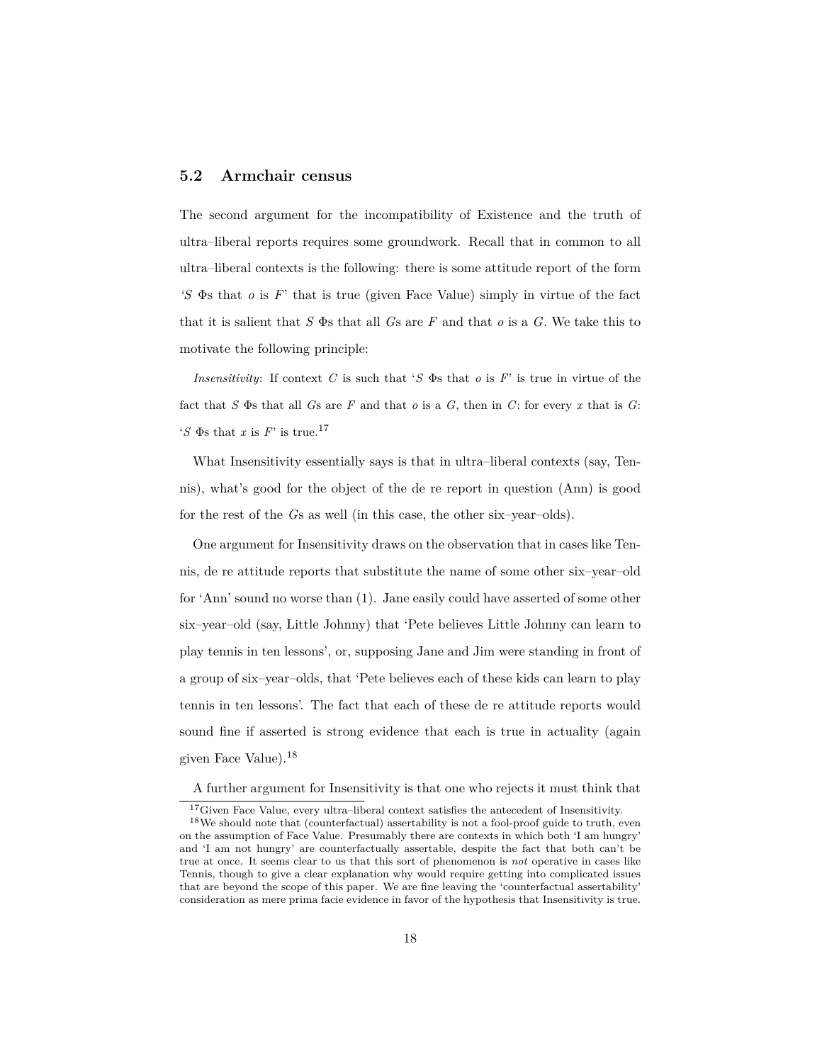## 5.2 Armchair census

The second argument for the incompatibility of Existence and the truth of ultra–liberal reports requires some groundwork. Recall that in common to all ultra–liberal contexts is the following: there is some attitude report of the form '$S$ $\Phi$s that $o$ is $F$' that is true (given Face Value) simply in virtue of the fact that it is salient that $S$ $\Phi$s that all $G$s are $F$ and that $o$ is a $G$. We take this to motivate the following principle:

*Insensitivity*: If context $C$ is such that '$S$ $\Phi$s that $o$ is $F$' is true in virtue of the fact that $S$ $\Phi$s that all $G$s are $F$ and that $o$ is a $G$, then in $C$: for every $x$ that is $G$: '$S$ $\Phi$s that $x$ is $F$' is true.[17]

What Insensitivity essentially says is that in ultra–liberal contexts (say, Tennis), what's good for the object of the de re report in question (Ann) is good for the rest of the $G$s as well (in this case, the other six–year–olds).

One argument for Insensitivity draws on the observation that in cases like Tennis, de re attitude reports that substitute the name of some other six–year–old for 'Ann' sound no worse than (1). Jane easily could have asserted of some other six–year–old (say, Little Johnny) that 'Pete believes Little Johnny can learn to play tennis in ten lessons', or, supposing Jane and Jim were standing in front of a group of six–year–olds, that 'Pete believes each of these kids can learn to play tennis in ten lessons'. The fact that each of these de re attitude reports would sound fine if asserted is strong evidence that each is true in actuality (again given Face Value).[18]

A further argument for Insensitivity is that one who rejects it must think that

[17] Given Face Value, every ultra–liberal context satisfies the antecedent of Insensitivity.

[18] We should note that (counterfactual) assertability is not a fool-proof guide to truth, even on the assumption of Face Value. Presumably there are contexts in which both 'I am hungry' and 'I am not hungry' are counterfactually assertable, despite the fact that both can't be true at once. It seems clear to us that this sort of phenomenon is *not* operative in cases like Tennis, though to give a clear explanation why would require getting into complicated issues that are beyond the scope of this paper. We are fine leaving the 'counterfactual assertability' consideration as mere prima facie evidence in favor of the hypothesis that Insensitivity is true.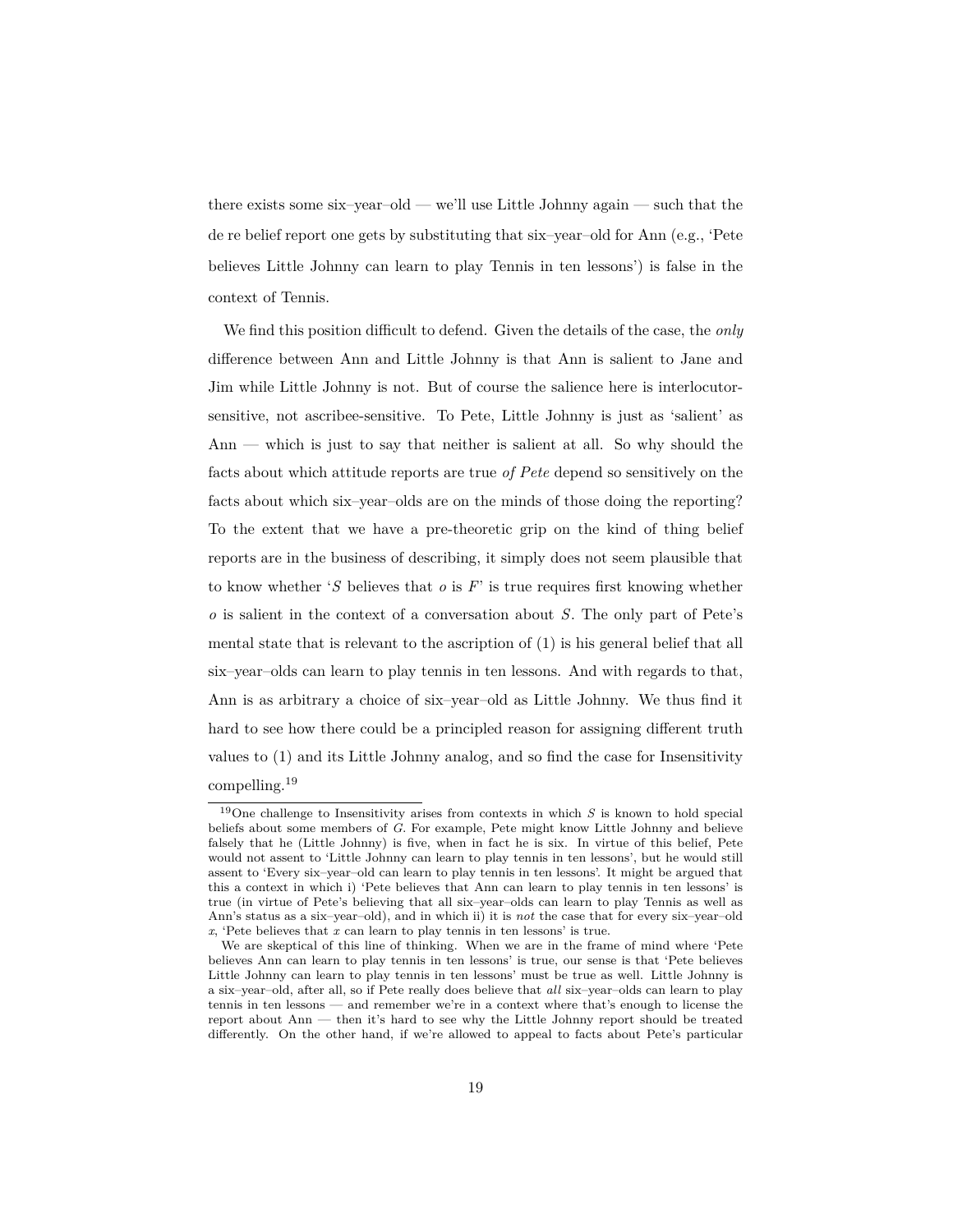there exists some six–year–old — we'll use Little Johnny again — such that the de re belief report one gets by substituting that six–year–old for Ann (e.g., 'Pete believes Little Johnny can learn to play Tennis in ten lessons') is false in the context of Tennis.

We find this position difficult to defend. Given the details of the case, the *only* difference between Ann and Little Johnny is that Ann is salient to Jane and Jim while Little Johnny is not. But of course the salience here is interlocutor-sensitive, not ascribee-sensitive. To Pete, Little Johnny is just as 'salient' as Ann — which is just to say that neither is salient at all. So why should the facts about which attitude reports are true *of Pete* depend so sensitively on the facts about which six–year–olds are on the minds of those doing the reporting? To the extent that we have a pre-theoretic grip on the kind of thing belief reports are in the business of describing, it simply does not seem plausible that to know whether '$S$ believes that $o$ is $F$' is true requires first knowing whether $o$ is salient in the context of a conversation about $S$. The only part of Pete's mental state that is relevant to the ascription of (1) is his general belief that all six–year–olds can learn to play tennis in ten lessons. And with regards to that, Ann is as arbitrary a choice of six–year–old as Little Johnny. We thus find it hard to see how there could be a principled reason for assigning different truth values to (1) and its Little Johnny analog, and so find the case for Insensitivity compelling.[19]

---

[19]One challenge to Insensitivity arises from contexts in which $S$ is known to hold special beliefs about some members of $G$. For example, Pete might know Little Johnny and believe falsely that he (Little Johnny) is five, when in fact he is six. In virtue of this belief, Pete would not assent to 'Little Johnny can learn to play tennis in ten lessons', but he would still assent to 'Every six–year–old can learn to play tennis in ten lessons'. It might be argued that this a context in which i) 'Pete believes that Ann can learn to play tennis in ten lessons' is true (in virtue of Pete's believing that all six–year–olds can learn to play Tennis as well as Ann's status as a six–year–old), and in which ii) it is *not* the case that for every six–year–old $x$, 'Pete believes that $x$ can learn to play tennis in ten lessons' is true.

We are skeptical of this line of thinking. When we are in the frame of mind where 'Pete believes Ann can learn to play tennis in ten lessons' is true, our sense is that 'Pete believes Little Johnny can learn to play tennis in ten lessons' must be true as well. Little Johnny is a six–year–old, after all, so if Pete really does believe that *all* six–year–olds can learn to play tennis in ten lessons — and remember we're in a context where that's enough to license the report about Ann — then it's hard to see why the Little Johnny report should be treated differently. On the other hand, if we're allowed to appeal to facts about Pete's particular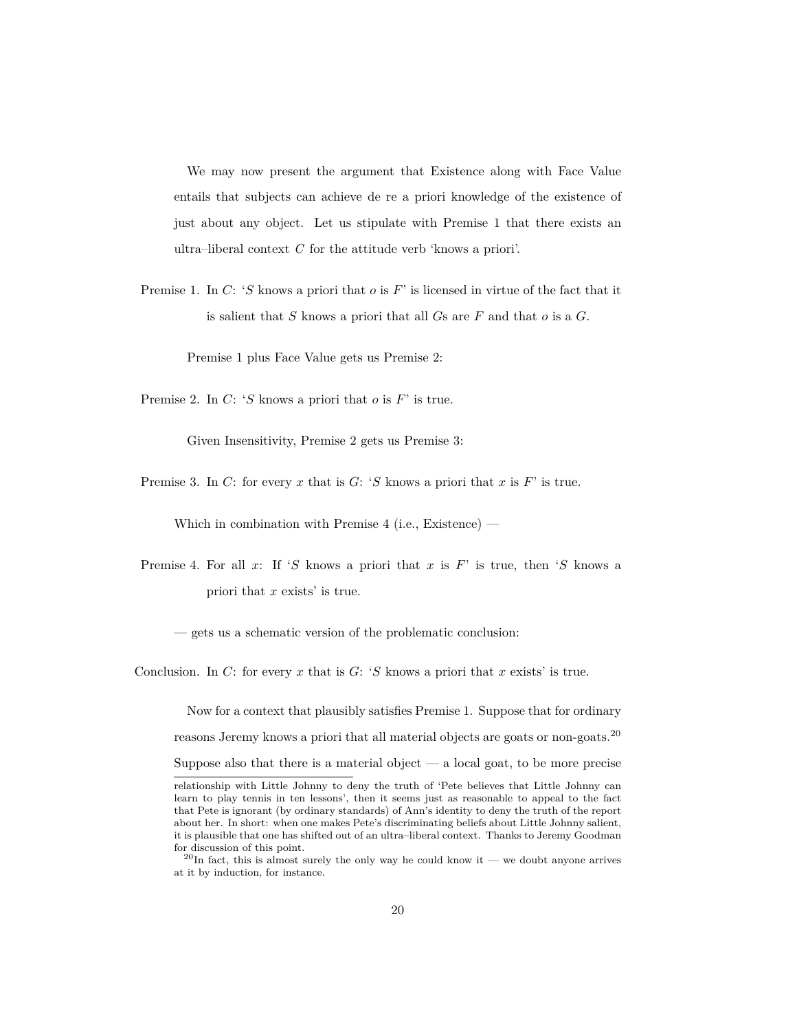We may now present the argument that Existence along with Face Value entails that subjects can achieve de re a priori knowledge of the existence of just about any object. Let us stipulate with Premise 1 that there exists an ultra–liberal context $C$ for the attitude verb 'knows a priori'.

Premise 1. In $C$: '$S$ knows a priori that $o$ is $F$' is licensed in virtue of the fact that it is salient that $S$ knows a priori that all $G$s are $F$ and that $o$ is a $G$.

Premise 1 plus Face Value gets us Premise 2:

Premise 2. In $C$: '$S$ knows a priori that $o$ is $F$' is true.

Given Insensitivity, Premise 2 gets us Premise 3:

Premise 3. In $C$: for every $x$ that is $G$: '$S$ knows a priori that $x$ is $F$' is true.

Which in combination with Premise 4 (i.e., Existence) —

Premise 4. For all $x$: If '$S$ knows a priori that $x$ is $F$' is true, then '$S$ knows a priori that $x$ exists' is true.

— gets us a schematic version of the problematic conclusion:

Conclusion. In $C$: for every $x$ that is $G$: '$S$ knows a priori that $x$ exists' is true.

Now for a context that plausibly satisfies Premise 1. Suppose that for ordinary reasons Jeremy knows a priori that all material objects are goats or non-goats.[20] Suppose also that there is a material object — a local goat, to be more precise

relationship with Little Johnny to deny the truth of 'Pete believes that Little Johnny can learn to play tennis in ten lessons', then it seems just as reasonable to appeal to the fact that Pete is ignorant (by ordinary standards) of Ann's identity to deny the truth of the report about her. In short: when one makes Pete's discriminating beliefs about Little Johnny salient, it is plausible that one has shifted out of an ultra–liberal context. Thanks to Jeremy Goodman for discussion of this point.

[20] In fact, this is almost surely the only way he could know it — we doubt anyone arrives at it by induction, for instance.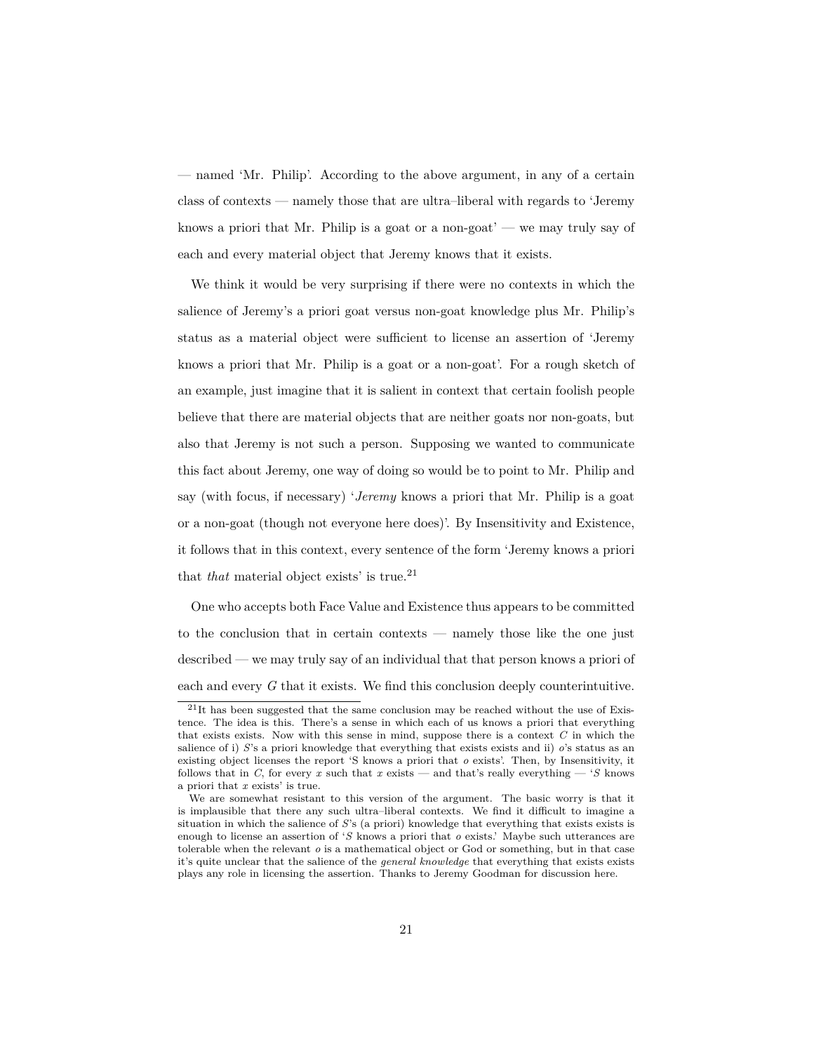— named 'Mr. Philip'. According to the above argument, in any of a certain class of contexts — namely those that are ultra–liberal with regards to 'Jeremy knows a priori that Mr. Philip is a goat or a non-goat' — we may truly say of each and every material object that Jeremy knows that it exists.

We think it would be very surprising if there were no contexts in which the salience of Jeremy's a priori goat versus non-goat knowledge plus Mr. Philip's status as a material object were sufficient to license an assertion of 'Jeremy knows a priori that Mr. Philip is a goat or a non-goat'. For a rough sketch of an example, just imagine that it is salient in context that certain foolish people believe that there are material objects that are neither goats nor non-goats, but also that Jeremy is not such a person. Supposing we wanted to communicate this fact about Jeremy, one way of doing so would be to point to Mr. Philip and say (with focus, if necessary) '*Jeremy* knows a priori that Mr. Philip is a goat or a non-goat (though not everyone here does)'. By Insensitivity and Existence, it follows that in this context, every sentence of the form 'Jeremy knows a priori that *that* material object exists' is true.[21]

One who accepts both Face Value and Existence thus appears to be committed to the conclusion that in certain contexts — namely those like the one just described — we may truly say of an individual that that person knows a priori of each and every $G$ that it exists. We find this conclusion deeply counterintuitive.

[21]It has been suggested that the same conclusion may be reached without the use of Existence. The idea is this. There's a sense in which each of us knows a priori that everything that exists exists. Now with this sense in mind, suppose there is a context $C$ in which the salience of i) $S$'s a priori knowledge that everything that exists exists and ii) $o$'s status as an existing object licenses the report 'S knows a priori that $o$ exists'. Then, by Insensitivity, it follows that in $C$, for every $x$ such that $x$ exists — and that's really everything — '$S$ knows a priori that $x$ exists' is true.

We are somewhat resistant to this version of the argument. The basic worry is that it is implausible that there any such ultra–liberal contexts. We find it difficult to imagine a situation in which the salience of $S$'s (a priori) knowledge that everything that exists exists is enough to license an assertion of '$S$ knows a priori that $o$ exists.' Maybe such utterances are tolerable when the relevant $o$ is a mathematical object or God or something, but in that case it's quite unclear that the salience of the *general knowledge* that everything that exists exists plays any role in licensing the assertion. Thanks to Jeremy Goodman for discussion here.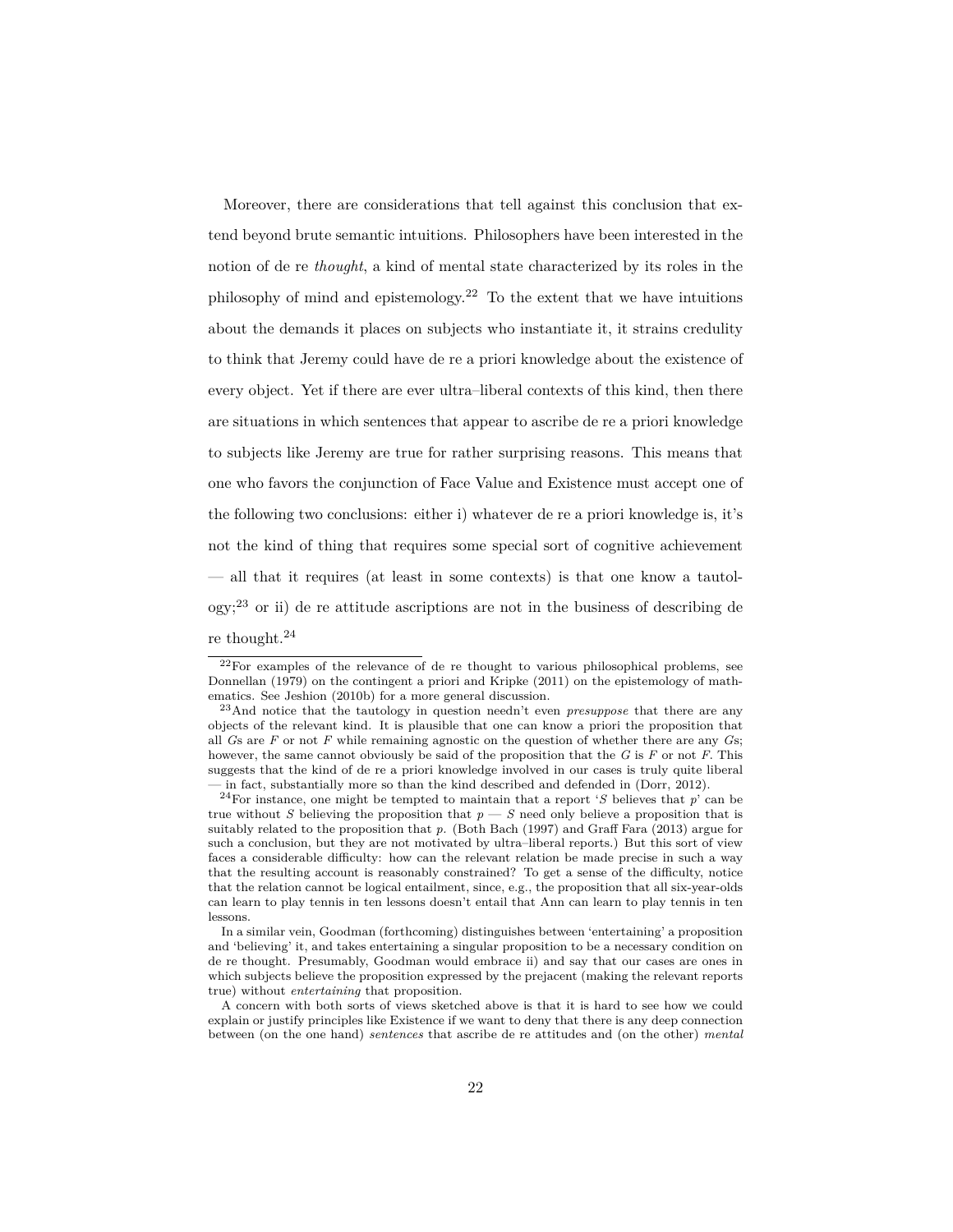Moreover, there are considerations that tell against this conclusion that extend beyond brute semantic intuitions. Philosophers have been interested in the notion of de re *thought*, a kind of mental state characterized by its roles in the philosophy of mind and epistemology.[22] To the extent that we have intuitions about the demands it places on subjects who instantiate it, it strains credulity to think that Jeremy could have de re a priori knowledge about the existence of every object. Yet if there are ever ultra–liberal contexts of this kind, then there are situations in which sentences that appear to ascribe de re a priori knowledge to subjects like Jeremy are true for rather surprising reasons. This means that one who favors the conjunction of Face Value and Existence must accept one of the following two conclusions: either i) whatever de re a priori knowledge is, it's not the kind of thing that requires some special sort of cognitive achievement — all that it requires (at least in some contexts) is that one know a tautology;[23] or ii) de re attitude ascriptions are not in the business of describing de re thought.[24]

[22]For examples of the relevance of de re thought to various philosophical problems, see Donnellan (1979) on the contingent a priori and Kripke (2011) on the epistemology of mathematics. See Jeshion (2010b) for a more general discussion.

[23]And notice that the tautology in question needn't even *presuppose* that there are any objects of the relevant kind. It is plausible that one can know a priori the proposition that all $G$s are $F$ or not $F$ while remaining agnostic on the question of whether there are any $G$s; however, the same cannot obviously be said of the proposition that the $G$ is $F$ or not $F$. This suggests that the kind of de re a priori knowledge involved in our cases is truly quite liberal — in fact, substantially more so than the kind described and defended in (Dorr, 2012).

[24]For instance, one might be tempted to maintain that a report '$S$ believes that $p$' can be true without $S$ believing the proposition that $p$ — $S$ need only believe a proposition that is suitably related to the proposition that $p$. (Both Bach (1997) and Graff Fara (2013) argue for such a conclusion, but they are not motivated by ultra–liberal reports.) But this sort of view faces a considerable difficulty: how can the relevant relation be made precise in such a way that the resulting account is reasonably constrained? To get a sense of the difficulty, notice that the relation cannot be logical entailment, since, e.g., the proposition that all six-year-olds can learn to play tennis in ten lessons doesn't entail that Ann can learn to play tennis in ten lessons.

In a similar vein, Goodman (forthcoming) distinguishes between 'entertaining' a proposition and 'believing' it, and takes entertaining a singular proposition to be a necessary condition on de re thought. Presumably, Goodman would embrace ii) and say that our cases are ones in which subjects believe the proposition expressed by the prejacent (making the relevant reports true) without *entertaining* that proposition.

A concern with both sorts of views sketched above is that it is hard to see how we could explain or justify principles like Existence if we want to deny that there is any deep connection between (on the one hand) *sentences* that ascribe de re attitudes and (on the other) *mental*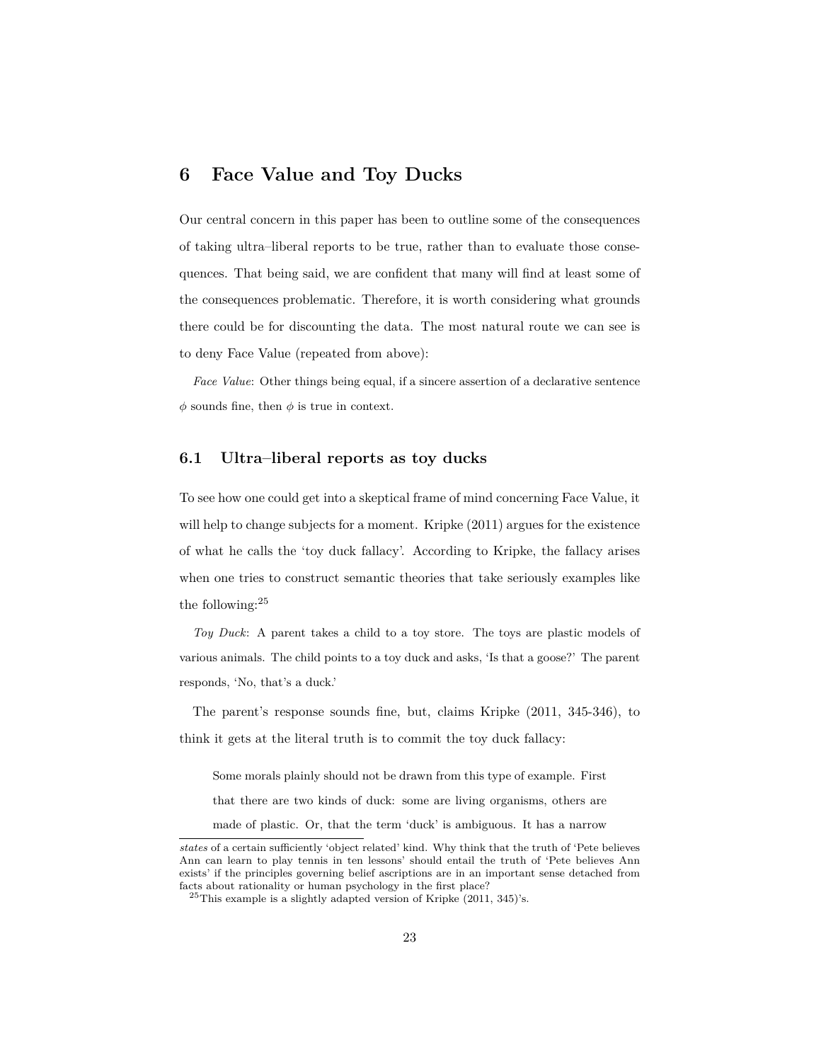## 6 Face Value and Toy Ducks

Our central concern in this paper has been to outline some of the consequences of taking ultra–liberal reports to be true, rather than to evaluate those consequences. That being said, we are confident that many will find at least some of the consequences problematic. Therefore, it is worth considering what grounds there could be for discounting the data. The most natural route we can see is to deny Face Value (repeated from above):

*Face Value*: Other things being equal, if a sincere assertion of a declarative sentence $\phi$ sounds fine, then $\phi$ is true in context.

### 6.1 Ultra–liberal reports as toy ducks

To see how one could get into a skeptical frame of mind concerning Face Value, it will help to change subjects for a moment. Kripke (2011) argues for the existence of what he calls the 'toy duck fallacy'. According to Kripke, the fallacy arises when one tries to construct semantic theories that take seriously examples like the following:[25]

*Toy Duck*: A parent takes a child to a toy store. The toys are plastic models of various animals. The child points to a toy duck and asks, 'Is that a goose?' The parent responds, 'No, that's a duck.'

The parent's response sounds fine, but, claims Kripke (2011, 345-346), to think it gets at the literal truth is to commit the toy duck fallacy:

> Some morals plainly should not be drawn from this type of example. First that there are two kinds of duck: some are living organisms, others are made of plastic. Or, that the term 'duck' is ambiguous. It has a narrow

*states* of a certain sufficiently 'object related' kind. Why think that the truth of 'Pete believes Ann can learn to play tennis in ten lessons' should entail the truth of 'Pete believes Ann exists' if the principles governing belief ascriptions are in an important sense detached from facts about rationality or human psychology in the first place?

[25] This example is a slightly adapted version of Kripke (2011, 345)'s.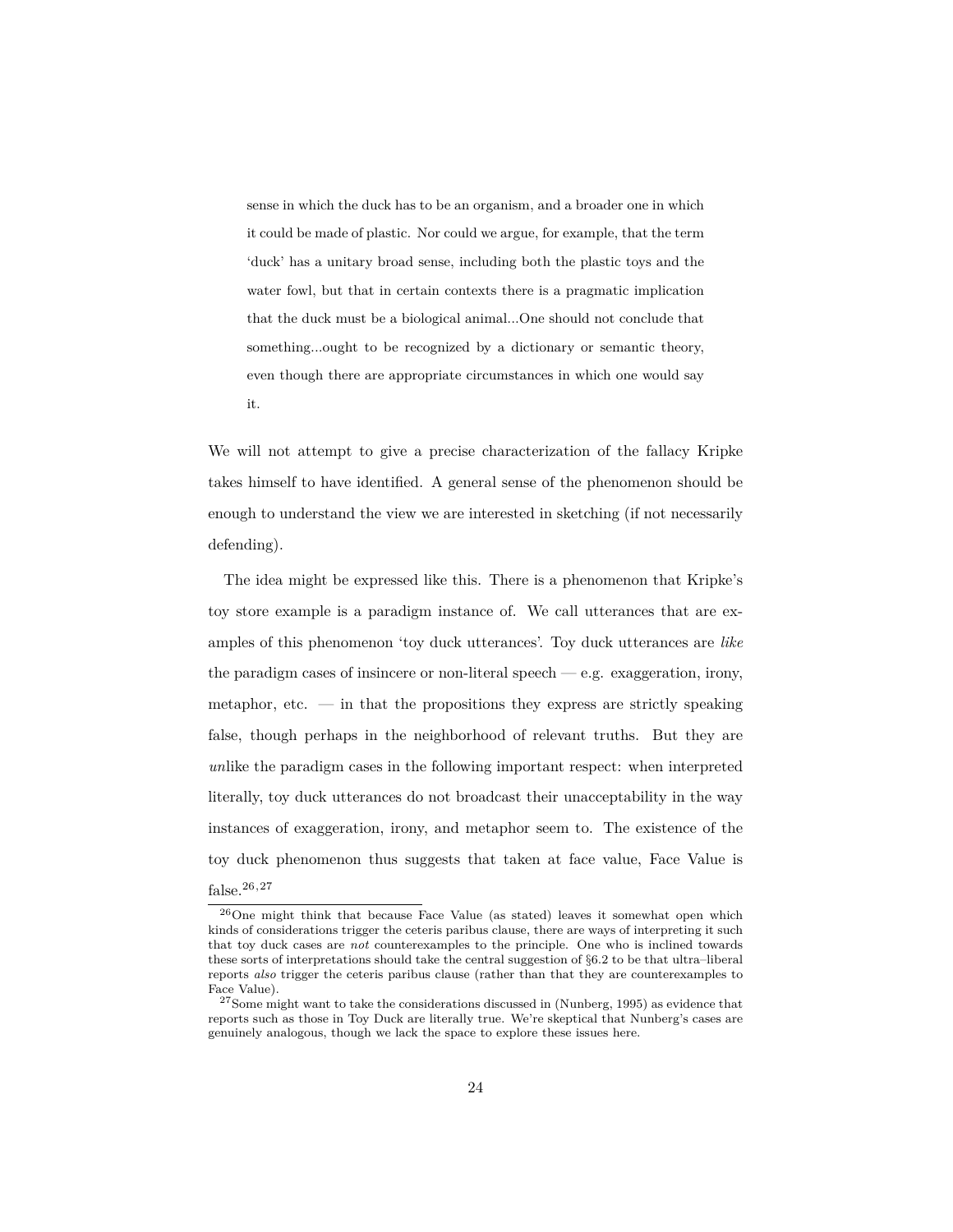> sense in which the duck has to be an organism, and a broader one in which it could be made of plastic. Nor could we argue, for example, that the term 'duck' has a unitary broad sense, including both the plastic toys and the water fowl, but that in certain contexts there is a pragmatic implication that the duck must be a biological animal...One should not conclude that something...ought to be recognized by a dictionary or semantic theory, even though there are appropriate circumstances in which one would say it.

We will not attempt to give a precise characterization of the fallacy Kripke takes himself to have identified. A general sense of the phenomenon should be enough to understand the view we are interested in sketching (if not necessarily defending).

The idea might be expressed like this. There is a phenomenon that Kripke's toy store example is a paradigm instance of. We call utterances that are examples of this phenomenon 'toy duck utterances'. Toy duck utterances are *like* the paradigm cases of insincere or non-literal speech — e.g. exaggeration, irony, metaphor, etc. — in that the propositions they express are strictly speaking false, though perhaps in the neighborhood of relevant truths. But they are *un*like the paradigm cases in the following important respect: when interpreted literally, toy duck utterances do not broadcast their unacceptability in the way instances of exaggeration, irony, and metaphor seem to. The existence of the toy duck phenomenon thus suggests that taken at face value, Face Value is false.[26,27]

[26] One might think that because Face Value (as stated) leaves it somewhat open which kinds of considerations trigger the ceteris paribus clause, there are ways of interpreting it such that toy duck cases are *not* counterexamples to the principle. One who is inclined towards these sorts of interpretations should take the central suggestion of §6.2 to be that ultra–liberal reports *also* trigger the ceteris paribus clause (rather than that they are counterexamples to Face Value).

[27] Some might want to take the considerations discussed in (Nunberg, 1995) as evidence that reports such as those in Toy Duck are literally true. We're skeptical that Nunberg's cases are genuinely analogous, though we lack the space to explore these issues here.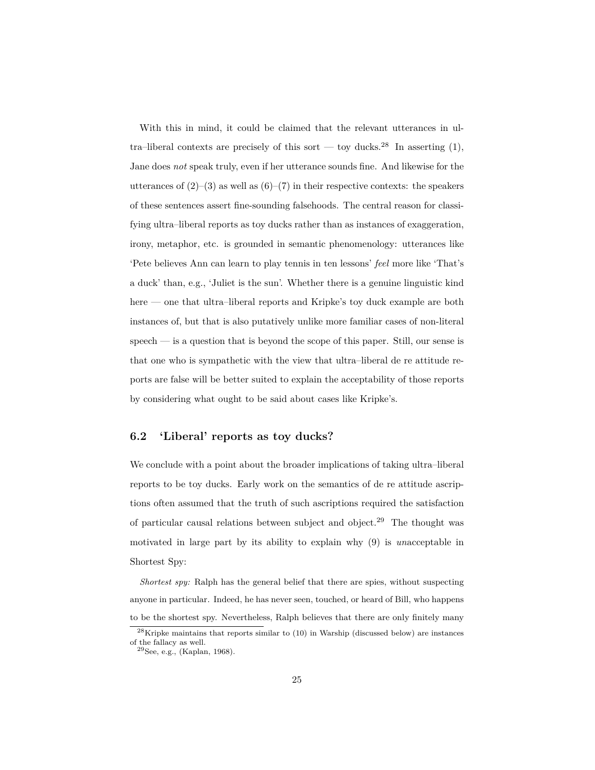With this in mind, it could be claimed that the relevant utterances in ultra–liberal contexts are precisely of this sort — toy ducks.[28] In asserting (1), Jane does *not* speak truly, even if her utterance sounds fine. And likewise for the utterances of (2)–(3) as well as (6)–(7) in their respective contexts: the speakers of these sentences assert fine-sounding falsehoods. The central reason for classifying ultra–liberal reports as toy ducks rather than as instances of exaggeration, irony, metaphor, etc. is grounded in semantic phenomenology: utterances like 'Pete believes Ann can learn to play tennis in ten lessons' *feel* more like 'That's a duck' than, e.g., 'Juliet is the sun'. Whether there is a genuine linguistic kind here — one that ultra–liberal reports and Kripke's toy duck example are both instances of, but that is also putatively unlike more familiar cases of non-literal speech — is a question that is beyond the scope of this paper. Still, our sense is that one who is sympathetic with the view that ultra–liberal de re attitude reports are false will be better suited to explain the acceptability of those reports by considering what ought to be said about cases like Kripke's.

### 6.2 'Liberal' reports as toy ducks?

We conclude with a point about the broader implications of taking ultra–liberal reports to be toy ducks. Early work on the semantics of de re attitude ascriptions often assumed that the truth of such ascriptions required the satisfaction of particular causal relations between subject and object.[29] The thought was motivated in large part by its ability to explain why (9) is *un*acceptable in Shortest Spy:

*Shortest spy:* Ralph has the general belief that there are spies, without suspecting anyone in particular. Indeed, he has never seen, touched, or heard of Bill, who happens to be the shortest spy. Nevertheless, Ralph believes that there are only finitely many

[28] Kripke maintains that reports similar to (10) in Warship (discussed below) are instances of the fallacy as well.

[29] See, e.g., (Kaplan, 1968).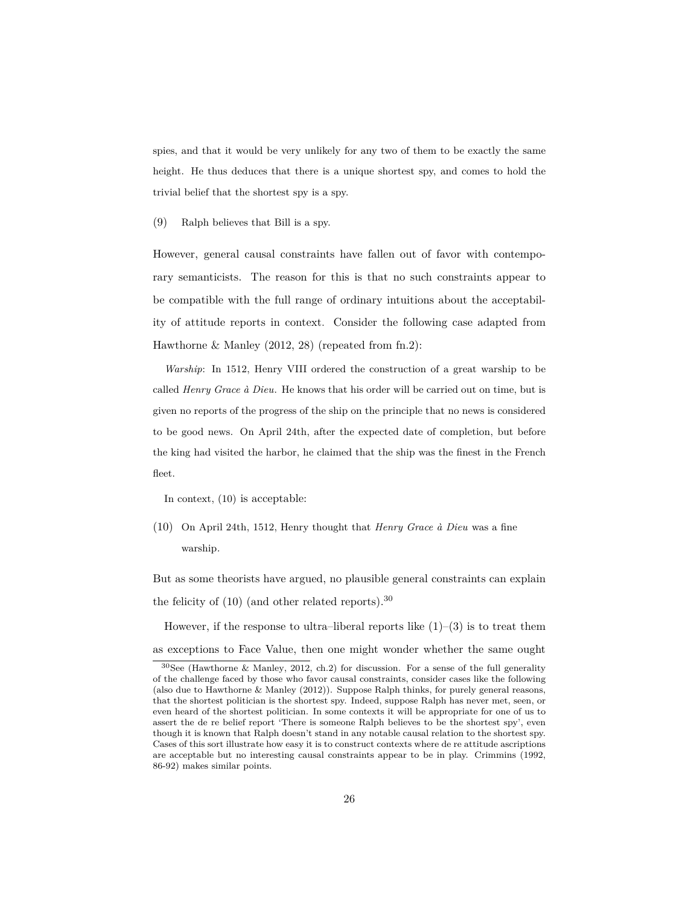spies, and that it would be very unlikely for any two of them to be exactly the same height. He thus deduces that there is a unique shortest spy, and comes to hold the trivial belief that the shortest spy is a spy.

(9) Ralph believes that Bill is a spy.

However, general causal constraints have fallen out of favor with contemporary semanticists. The reason for this is that no such constraints appear to be compatible with the full range of ordinary intuitions about the acceptability of attitude reports in context. Consider the following case adapted from Hawthorne & Manley (2012, 28) (repeated from fn.2):

*Warship*: In 1512, Henry VIII ordered the construction of a great warship to be called *Henry Grace à Dieu*. He knows that his order will be carried out on time, but is given no reports of the progress of the ship on the principle that no news is considered to be good news. On April 24th, after the expected date of completion, but before the king had visited the harbor, he claimed that the ship was the finest in the French fleet.

In context, (10) is acceptable:

(10) On April 24th, 1512, Henry thought that *Henry Grace à Dieu* was a fine warship.

But as some theorists have argued, no plausible general constraints can explain the felicity of (10) (and other related reports).[30]

However, if the response to ultra–liberal reports like (1)–(3) is to treat them as exceptions to Face Value, then one might wonder whether the same ought

[30] See (Hawthorne & Manley, 2012, ch.2) for discussion. For a sense of the full generality of the challenge faced by those who favor causal constraints, consider cases like the following (also due to Hawthorne & Manley (2012)). Suppose Ralph thinks, for purely general reasons, that the shortest politician is the shortest spy. Indeed, suppose Ralph has never met, seen, or even heard of the shortest politician. In some contexts it will be appropriate for one of us to assert the de re belief report 'There is someone Ralph believes to be the shortest spy', even though it is known that Ralph doesn't stand in any notable causal relation to the shortest spy. Cases of this sort illustrate how easy it is to construct contexts where de re attitude ascriptions are acceptable but no interesting causal constraints appear to be in play. Crimmins (1992, 86-92) makes similar points.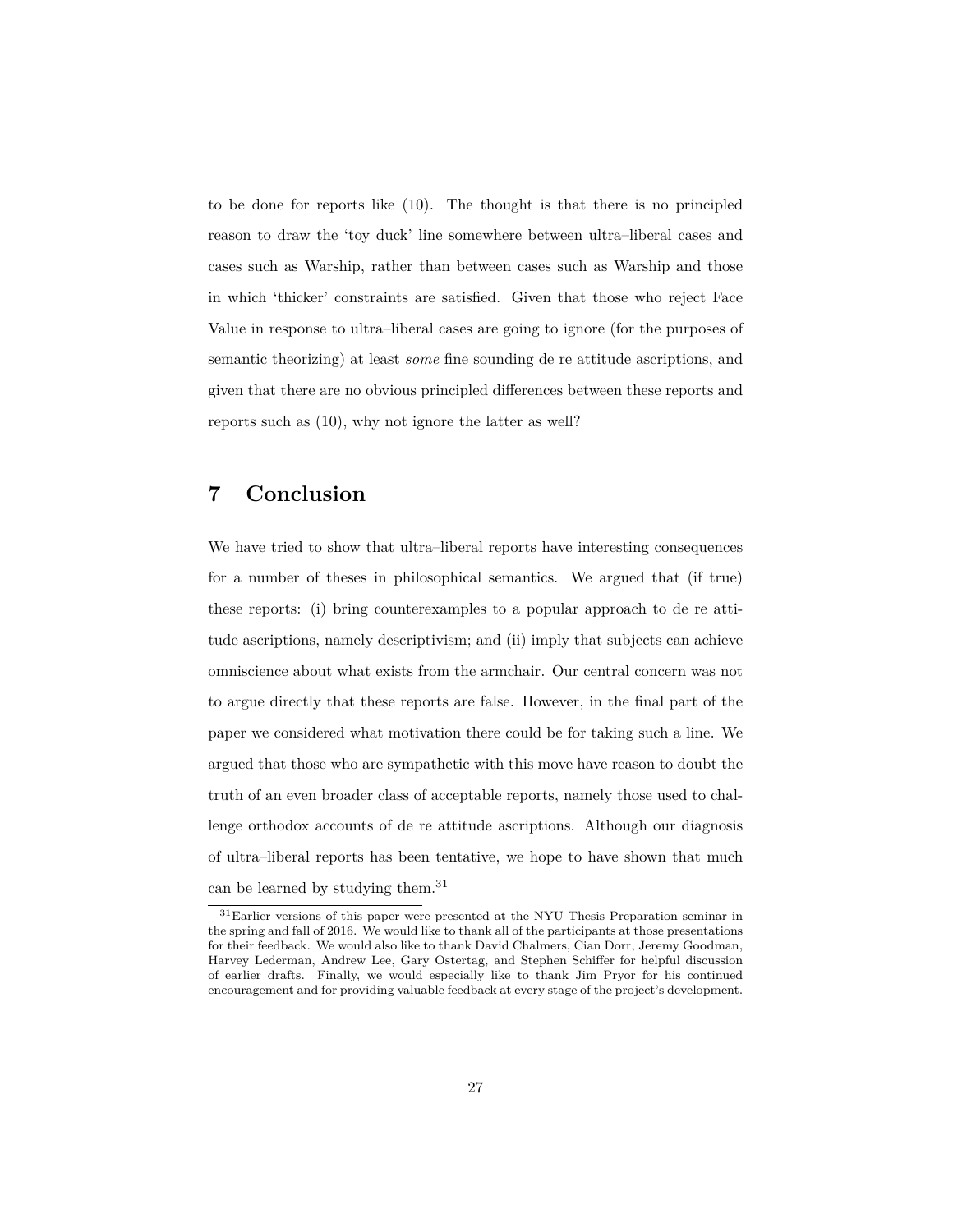to be done for reports like (10). The thought is that there is no principled reason to draw the 'toy duck' line somewhere between ultra–liberal cases and cases such as Warship, rather than between cases such as Warship and those in which 'thicker' constraints are satisfied. Given that those who reject Face Value in response to ultra–liberal cases are going to ignore (for the purposes of semantic theorizing) at least *some* fine sounding de re attitude ascriptions, and given that there are no obvious principled differences between these reports and reports such as (10), why not ignore the latter as well?

## 7 Conclusion

We have tried to show that ultra–liberal reports have interesting consequences for a number of theses in philosophical semantics. We argued that (if true) these reports: (i) bring counterexamples to a popular approach to de re attitude ascriptions, namely descriptivism; and (ii) imply that subjects can achieve omniscience about what exists from the armchair. Our central concern was not to argue directly that these reports are false. However, in the final part of the paper we considered what motivation there could be for taking such a line. We argued that those who are sympathetic with this move have reason to doubt the truth of an even broader class of acceptable reports, namely those used to challenge orthodox accounts of de re attitude ascriptions. Although our diagnosis of ultra–liberal reports has been tentative, we hope to have shown that much can be learned by studying them.[31]

[31] Earlier versions of this paper were presented at the NYU Thesis Preparation seminar in the spring and fall of 2016. We would like to thank all of the participants at those presentations for their feedback. We would also like to thank David Chalmers, Cian Dorr, Jeremy Goodman, Harvey Lederman, Andrew Lee, Gary Ostertag, and Stephen Schiffer for helpful discussion of earlier drafts. Finally, we would especially like to thank Jim Pryor for his continued encouragement and for providing valuable feedback at every stage of the project's development.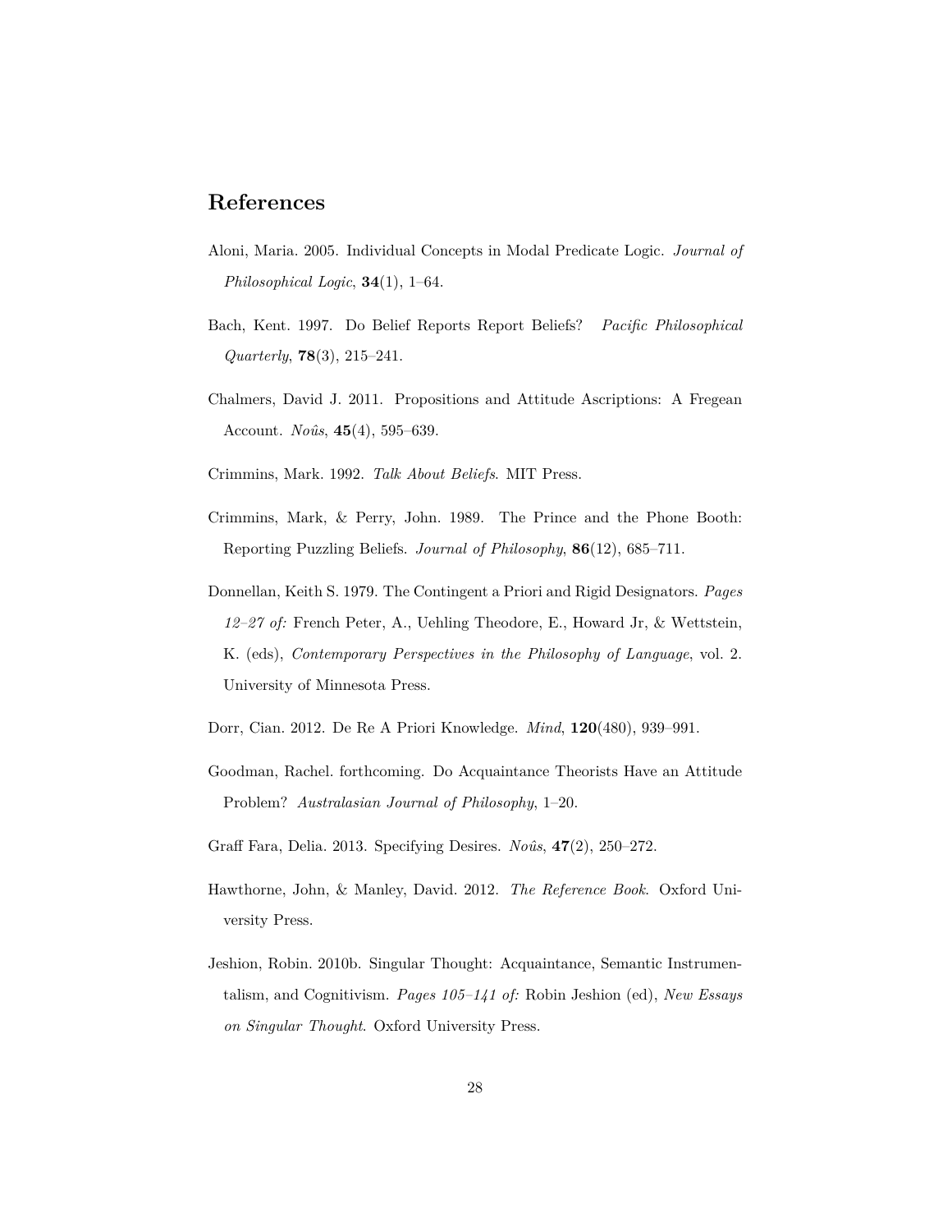## References

Aloni, Maria. 2005. Individual Concepts in Modal Predicate Logic. *Journal of Philosophical Logic*, **34**(1), 1–64.

Bach, Kent. 1997. Do Belief Reports Report Beliefs? *Pacific Philosophical Quarterly*, **78**(3), 215–241.

Chalmers, David J. 2011. Propositions and Attitude Ascriptions: A Fregean Account. *Noûs*, **45**(4), 595–639.

Crimmins, Mark. 1992. *Talk About Beliefs*. MIT Press.

Crimmins, Mark, & Perry, John. 1989. The Prince and the Phone Booth: Reporting Puzzling Beliefs. *Journal of Philosophy*, **86**(12), 685–711.

Donnellan, Keith S. 1979. The Contingent a Priori and Rigid Designators. *Pages 12–27 of:* French Peter, A., Uehling Theodore, E., Howard Jr, & Wettstein, K. (eds), *Contemporary Perspectives in the Philosophy of Language*, vol. 2. University of Minnesota Press.

Dorr, Cian. 2012. De Re A Priori Knowledge. *Mind*, **120**(480), 939–991.

Goodman, Rachel. forthcoming. Do Acquaintance Theorists Have an Attitude Problem? *Australasian Journal of Philosophy*, 1–20.

Graff Fara, Delia. 2013. Specifying Desires. *Noûs*, **47**(2), 250–272.

Hawthorne, John, & Manley, David. 2012. *The Reference Book*. Oxford University Press.

Jeshion, Robin. 2010b. Singular Thought: Acquaintance, Semantic Instrumentalism, and Cognitivism. *Pages 105–141 of:* Robin Jeshion (ed), *New Essays on Singular Thought*. Oxford University Press.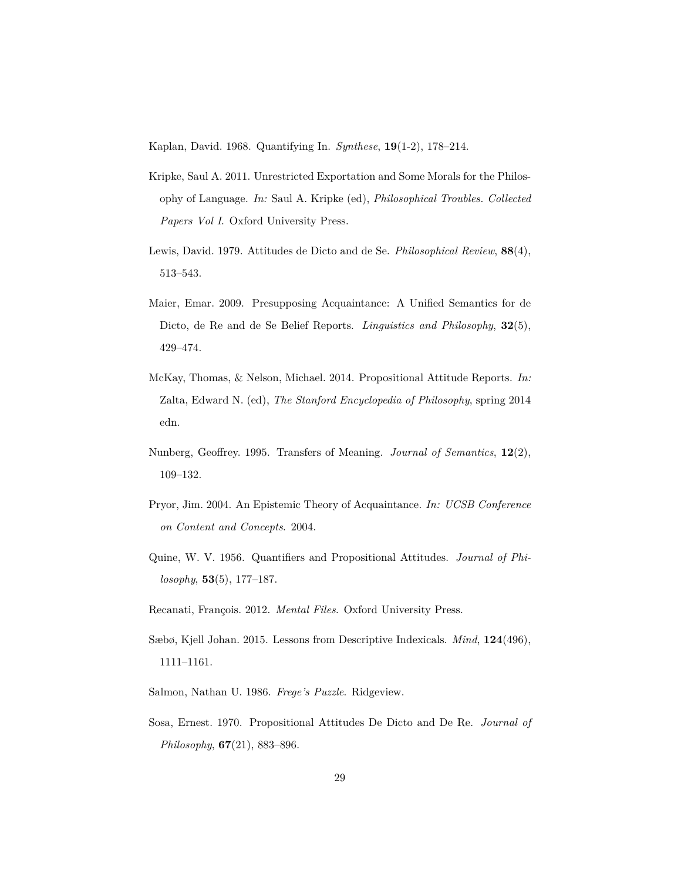Kaplan, David. 1968. Quantifying In. *Synthese*, **19**(1-2), 178–214.

Kripke, Saul A. 2011. Unrestricted Exportation and Some Morals for the Philosophy of Language. *In:* Saul A. Kripke (ed), *Philosophical Troubles. Collected Papers Vol I*. Oxford University Press.

Lewis, David. 1979. Attitudes de Dicto and de Se. *Philosophical Review*, **88**(4), 513–543.

Maier, Emar. 2009. Presupposing Acquaintance: A Unified Semantics for de Dicto, de Re and de Se Belief Reports. *Linguistics and Philosophy*, **32**(5), 429–474.

McKay, Thomas, & Nelson, Michael. 2014. Propositional Attitude Reports. *In:* Zalta, Edward N. (ed), *The Stanford Encyclopedia of Philosophy*, spring 2014 edn.

Nunberg, Geoffrey. 1995. Transfers of Meaning. *Journal of Semantics*, **12**(2), 109–132.

Pryor, Jim. 2004. An Epistemic Theory of Acquaintance. *In: UCSB Conference on Content and Concepts*. 2004.

Quine, W. V. 1956. Quantifiers and Propositional Attitudes. *Journal of Philosophy*, **53**(5), 177–187.

Recanati, François. 2012. *Mental Files*. Oxford University Press.

Sæbø, Kjell Johan. 2015. Lessons from Descriptive Indexicals. *Mind*, **124**(496), 1111–1161.

Salmon, Nathan U. 1986. *Frege's Puzzle*. Ridgeview.

Sosa, Ernest. 1970. Propositional Attitudes De Dicto and De Re. *Journal of Philosophy*, **67**(21), 883–896.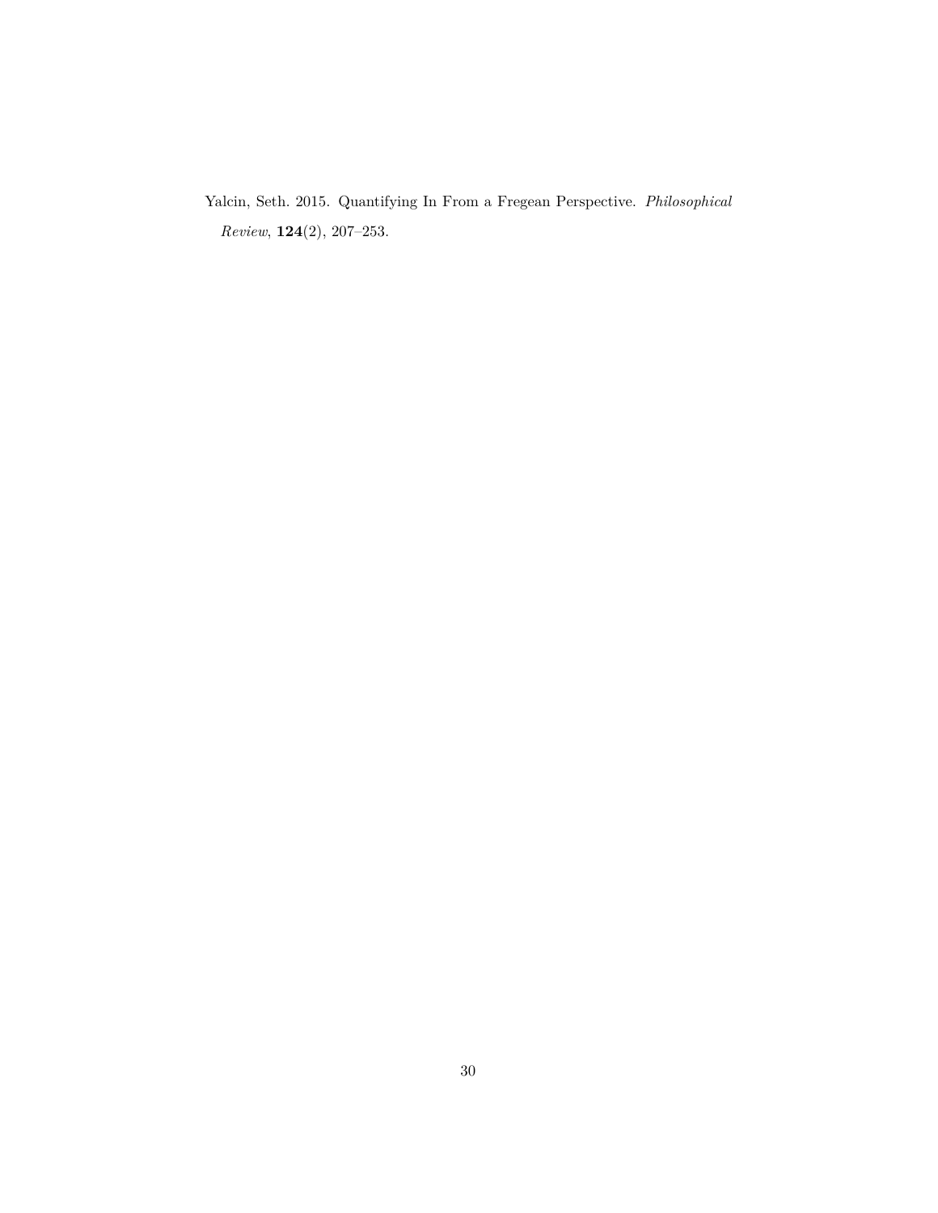Yalcin, Seth. 2015. Quantifying In From a Fregean Perspective. *Philosophical Review*, **124**(2), 207–253.